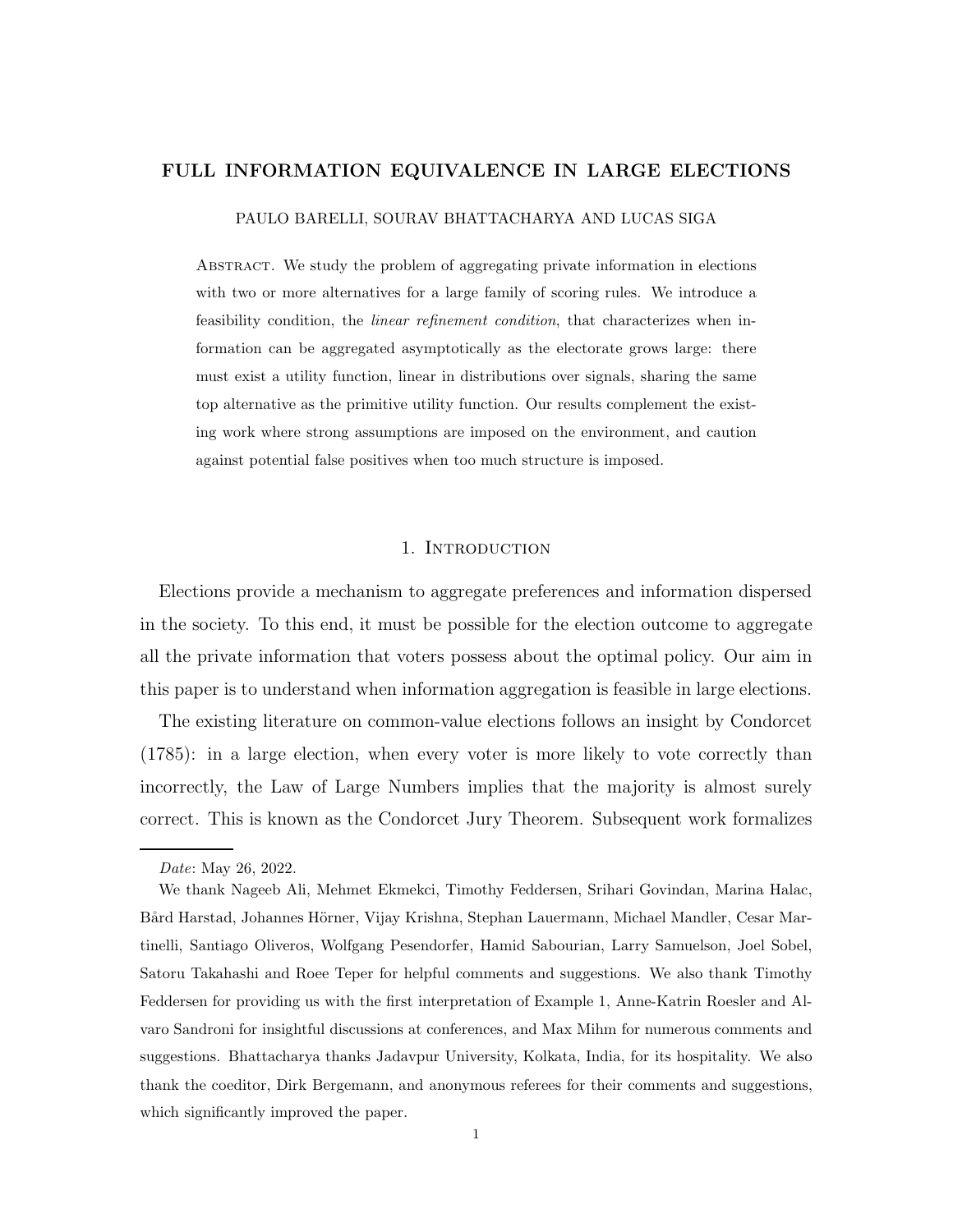# FULL INFORMATION EQUIVALENCE IN LARGE ELECTIONS

PAULO BARELLI, SOURAV BHATTACHARYA AND LUCAS SIGA

ABSTRACT. We study the problem of aggregating private information in elections with two or more alternatives for a large family of scoring rules. We introduce a feasibility condition, the *linear refinement condition*, that characterizes when information can be aggregated asymptotically as the electorate grows large: there must exist a utility function, linear in distributions over signals, sharing the same top alternative as the primitive utility function. Our results complement the existing work where strong assumptions are imposed on the environment, and caution against potential false positives when too much structure is imposed.

## 1. Introduction

Elections provide a mechanism to aggregate preferences and information dispersed in the society. To this end, it must be possible for the election outcome to aggregate all the private information that voters possess about the optimal policy. Our aim in this paper is to understand when information aggregation is feasible in large elections.

The existing literature on common-value elections follows an insight by Condorcet (1785): in a large election, when every voter is more likely to vote correctly than incorrectly, the Law of Large Numbers implies that the majority is almost surely correct. This is known as the Condorcet Jury Theorem. Subsequent work formalizes

---

*Date*: May 26, 2022.

We thank Nageeb Ali, Mehmet Ekmekci, Timothy Feddersen, Srihari Govindan, Marina Halac, Bård Harstad, Johannes Hörner, Vijay Krishna, Stephan Lauermann, Michael Mandler, Cesar Martinelli, Santiago Oliveros, Wolfgang Pesendorfer, Hamid Sabourian, Larry Samuelson, Joel Sobel, Satoru Takahashi and Roee Teper for helpful comments and suggestions. We also thank Timothy Feddersen for providing us with the first interpretation of Example 1, Anne-Katrin Roesler and Alvaro Sandroni for insightful discussions at conferences, and Max Mihm for numerous comments and suggestions. Bhattacharya thanks Jadavpur University, Kolkata, India, for its hospitality. We also thank the coeditor, Dirk Bergemann, and anonymous referees for their comments and suggestions, which significantly improved the paper.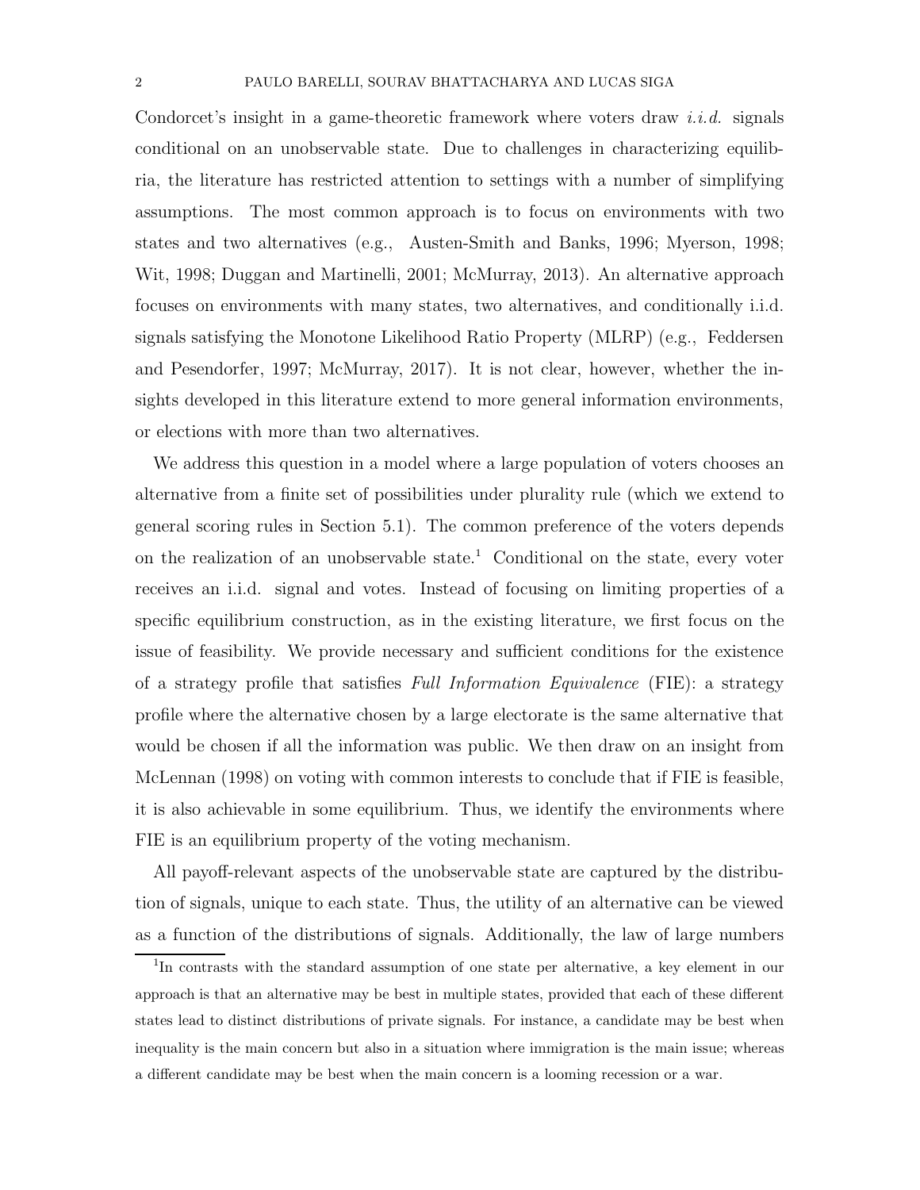Condorcet's insight in a game-theoretic framework where voters draw *i.i.d.* signals conditional on an unobservable state. Due to challenges in characterizing equilibria, the literature has restricted attention to settings with a number of simplifying assumptions. The most common approach is to focus on environments with two states and two alternatives (e.g., Austen-Smith and Banks, 1996; Myerson, 1998; Wit, 1998; Duggan and Martinelli, 2001; McMurray, 2013). An alternative approach focuses on environments with many states, two alternatives, and conditionally i.i.d. signals satisfying the Monotone Likelihood Ratio Property (MLRP) (e.g., Feddersen and Pesendorfer, 1997; McMurray, 2017). It is not clear, however, whether the insights developed in this literature extend to more general information environments, or elections with more than two alternatives.

We address this question in a model where a large population of voters chooses an alternative from a finite set of possibilities under plurality rule (which we extend to general scoring rules in Section 5.1). The common preference of the voters depends on the realization of an unobservable state.[1] Conditional on the state, every voter receives an i.i.d. signal and votes. Instead of focusing on limiting properties of a specific equilibrium construction, as in the existing literature, we first focus on the issue of feasibility. We provide necessary and sufficient conditions for the existence of a strategy profile that satisfies *Full Information Equivalence* (FIE): a strategy profile where the alternative chosen by a large electorate is the same alternative that would be chosen if all the information was public. We then draw on an insight from McLennan (1998) on voting with common interests to conclude that if FIE is feasible, it is also achievable in some equilibrium. Thus, we identify the environments where FIE is an equilibrium property of the voting mechanism.

All payoff-relevant aspects of the unobservable state are captured by the distribution of signals, unique to each state. Thus, the utility of an alternative can be viewed as a function of the distributions of signals. Additionally, the law of large numbers

[1] In contrasts with the standard assumption of one state per alternative, a key element in our approach is that an alternative may be best in multiple states, provided that each of these different states lead to distinct distributions of private signals. For instance, a candidate may be best when inequality is the main concern but also in a situation where immigration is the main issue; whereas a different candidate may be best when the main concern is a looming recession or a war.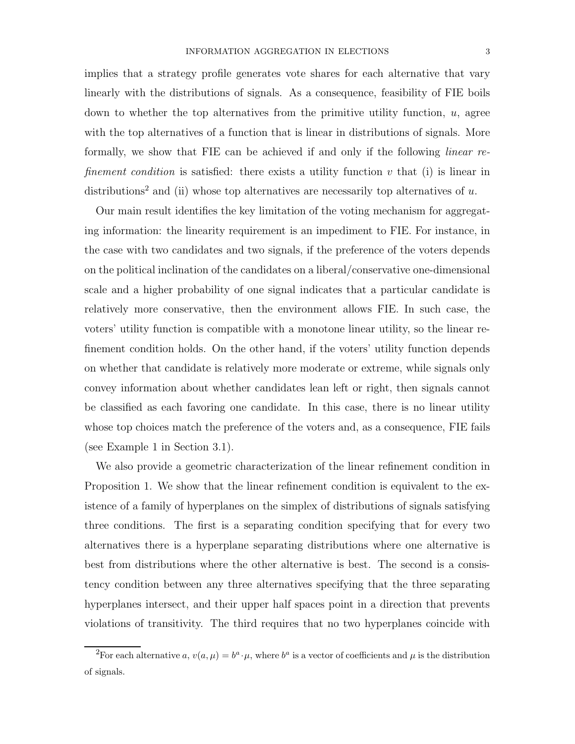implies that a strategy profile generates vote shares for each alternative that vary linearly with the distributions of signals. As a consequence, feasibility of FIE boils down to whether the top alternatives from the primitive utility function, $u$, agree with the top alternatives of a function that is linear in distributions of signals. More formally, we show that FIE can be achieved if and only if the following *linear refinement condition* is satisfied: there exists a utility function $v$ that (i) is linear in distributions[2] and (ii) whose top alternatives are necessarily top alternatives of $u$.

Our main result identifies the key limitation of the voting mechanism for aggregating information: the linearity requirement is an impediment to FIE. For instance, in the case with two candidates and two signals, if the preference of the voters depends on the political inclination of the candidates on a liberal/conservative one-dimensional scale and a higher probability of one signal indicates that a particular candidate is relatively more conservative, then the environment allows FIE. In such case, the voters' utility function is compatible with a monotone linear utility, so the linear refinement condition holds. On the other hand, if the voters' utility function depends on whether that candidate is relatively more moderate or extreme, while signals only convey information about whether candidates lean left or right, then signals cannot be classified as each favoring one candidate. In this case, there is no linear utility whose top choices match the preference of the voters and, as a consequence, FIE fails (see Example 1 in Section 3.1).

We also provide a geometric characterization of the linear refinement condition in Proposition 1. We show that the linear refinement condition is equivalent to the existence of a family of hyperplanes on the simplex of distributions of signals satisfying three conditions. The first is a separating condition specifying that for every two alternatives there is a hyperplane separating distributions where one alternative is best from distributions where the other alternative is best. The second is a consistency condition between any three alternatives specifying that the three separating hyperplanes intersect, and their upper half spaces point in a direction that prevents violations of transitivity. The third requires that no two hyperplanes coincide with

[2] For each alternative $a$, $v(a, \mu) = b^a \cdot \mu$, where $b^a$ is a vector of coefficients and $\mu$ is the distribution of signals.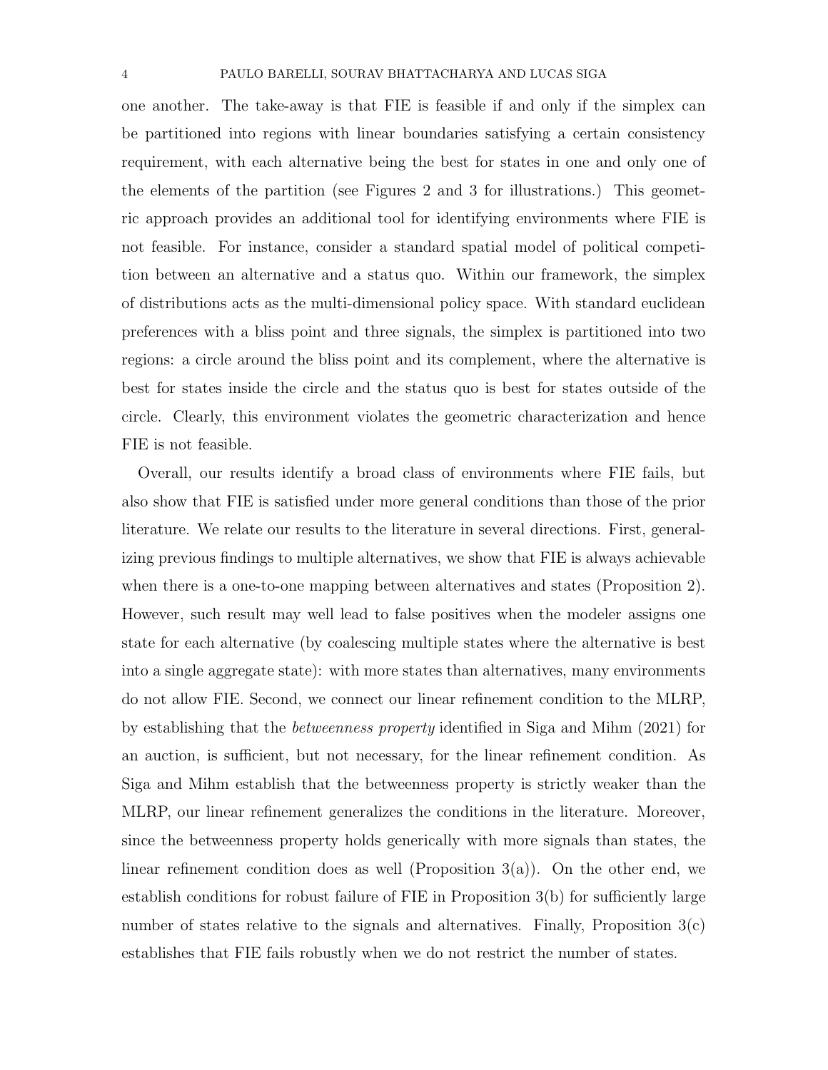one another. The take-away is that FIE is feasible if and only if the simplex can be partitioned into regions with linear boundaries satisfying a certain consistency requirement, with each alternative being the best for states in one and only one of the elements of the partition (see Figures 2 and 3 for illustrations.) This geometric approach provides an additional tool for identifying environments where FIE is not feasible. For instance, consider a standard spatial model of political competition between an alternative and a status quo. Within our framework, the simplex of distributions acts as the multi-dimensional policy space. With standard euclidean preferences with a bliss point and three signals, the simplex is partitioned into two regions: a circle around the bliss point and its complement, where the alternative is best for states inside the circle and the status quo is best for states outside of the circle. Clearly, this environment violates the geometric characterization and hence FIE is not feasible.

Overall, our results identify a broad class of environments where FIE fails, but also show that FIE is satisfied under more general conditions than those of the prior literature. We relate our results to the literature in several directions. First, generalizing previous findings to multiple alternatives, we show that FIE is always achievable when there is a one-to-one mapping between alternatives and states (Proposition 2). However, such result may well lead to false positives when the modeler assigns one state for each alternative (by coalescing multiple states where the alternative is best into a single aggregate state): with more states than alternatives, many environments do not allow FIE. Second, we connect our linear refinement condition to the MLRP, by establishing that the *betweenness property* identified in Siga and Mihm (2021) for an auction, is sufficient, but not necessary, for the linear refinement condition. As Siga and Mihm establish that the betweenness property is strictly weaker than the MLRP, our linear refinement generalizes the conditions in the literature. Moreover, since the betweenness property holds generically with more signals than states, the linear refinement condition does as well (Proposition 3(a)). On the other end, we establish conditions for robust failure of FIE in Proposition 3(b) for sufficiently large number of states relative to the signals and alternatives. Finally, Proposition 3(c) establishes that FIE fails robustly when we do not restrict the number of states.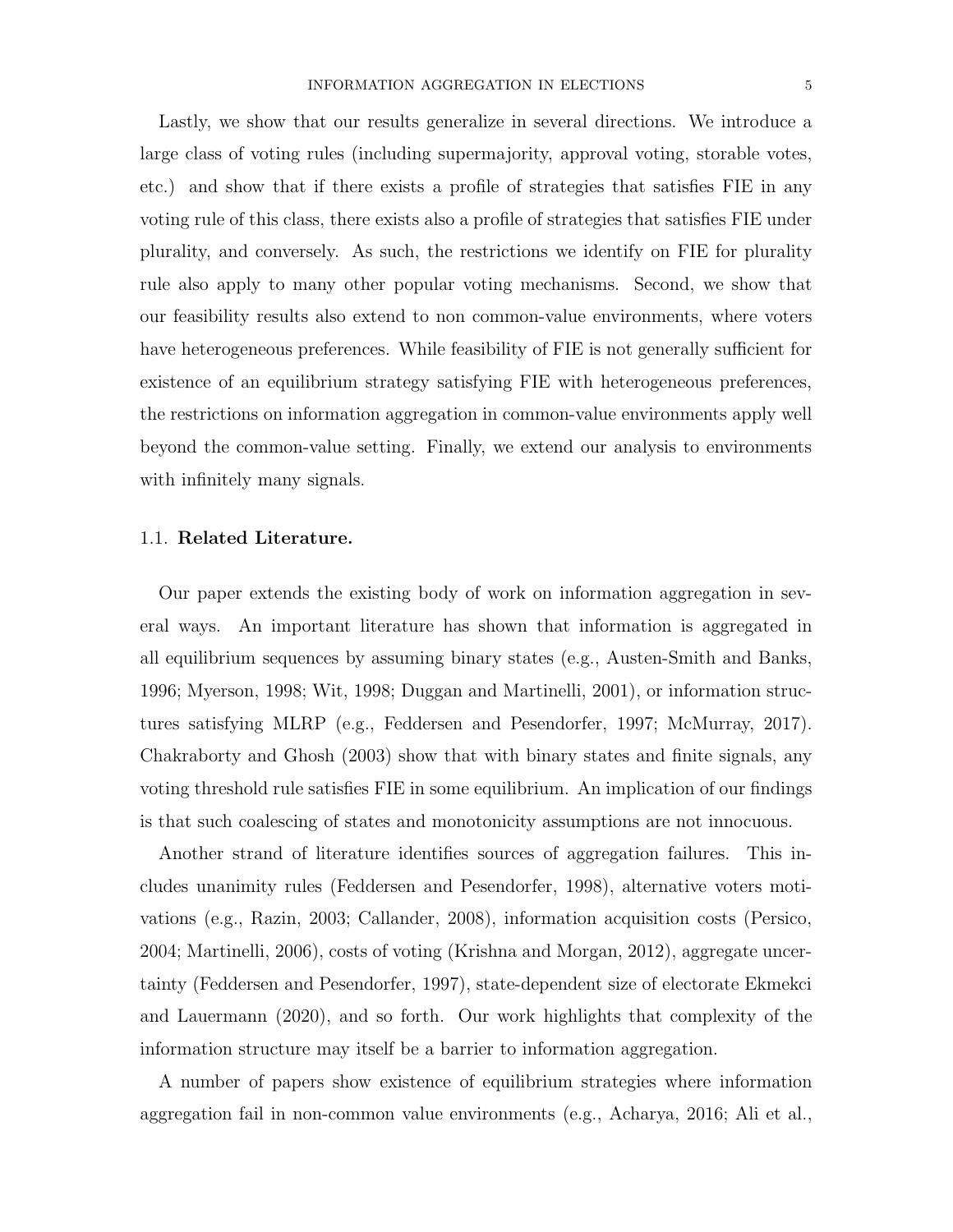Lastly, we show that our results generalize in several directions. We introduce a large class of voting rules (including supermajority, approval voting, storable votes, etc.) and show that if there exists a profile of strategies that satisfies FIE in any voting rule of this class, there exists also a profile of strategies that satisfies FIE under plurality, and conversely. As such, the restrictions we identify on FIE for plurality rule also apply to many other popular voting mechanisms. Second, we show that our feasibility results also extend to non common-value environments, where voters have heterogeneous preferences. While feasibility of FIE is not generally sufficient for existence of an equilibrium strategy satisfying FIE with heterogeneous preferences, the restrictions on information aggregation in common-value environments apply well beyond the common-value setting. Finally, we extend our analysis to environments with infinitely many signals.

### 1.1. **Related Literature.**

Our paper extends the existing body of work on information aggregation in several ways. An important literature has shown that information is aggregated in all equilibrium sequences by assuming binary states (e.g., Austen-Smith and Banks, 1996; Myerson, 1998; Wit, 1998; Duggan and Martinelli, 2001), or information structures satisfying MLRP (e.g., Feddersen and Pesendorfer, 1997; McMurray, 2017). Chakraborty and Ghosh (2003) show that with binary states and finite signals, any voting threshold rule satisfies FIE in some equilibrium. An implication of our findings is that such coalescing of states and monotonicity assumptions are not innocuous.

Another strand of literature identifies sources of aggregation failures. This includes unanimity rules (Feddersen and Pesendorfer, 1998), alternative voters motivations (e.g., Razin, 2003; Callander, 2008), information acquisition costs (Persico, 2004; Martinelli, 2006), costs of voting (Krishna and Morgan, 2012), aggregate uncertainty (Feddersen and Pesendorfer, 1997), state-dependent size of electorate Ekmekci and Lauermann (2020), and so forth. Our work highlights that complexity of the information structure may itself be a barrier to information aggregation.

A number of papers show existence of equilibrium strategies where information aggregation fail in non-common value environments (e.g., Acharya, 2016; Ali et al.,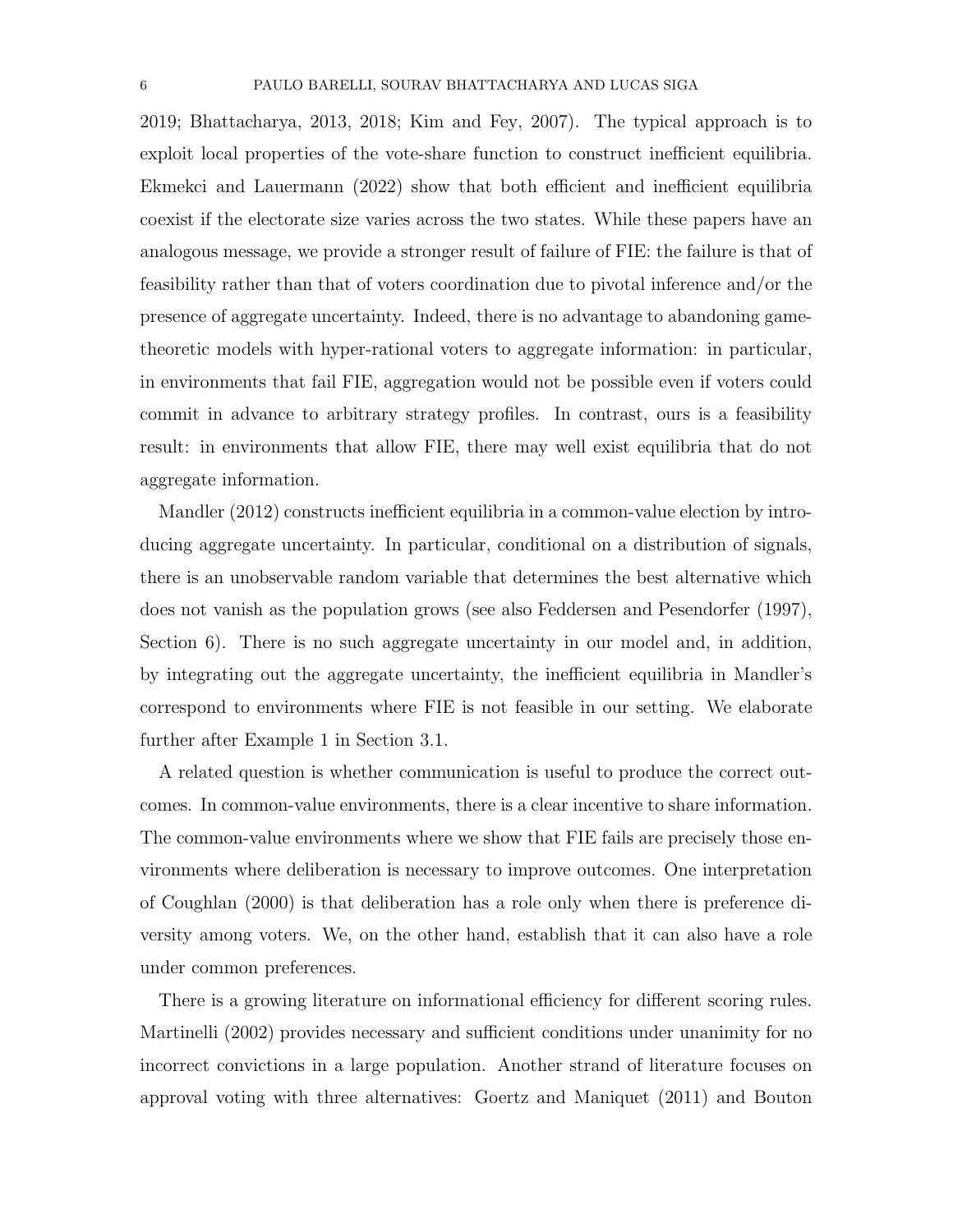2019; Bhattacharya, 2013, 2018; Kim and Fey, 2007). The typical approach is to exploit local properties of the vote-share function to construct inefficient equilibria. Ekmekci and Lauermann (2022) show that both efficient and inefficient equilibria coexist if the electorate size varies across the two states. While these papers have an analogous message, we provide a stronger result of failure of FIE: the failure is that of feasibility rather than that of voters coordination due to pivotal inference and/or the presence of aggregate uncertainty. Indeed, there is no advantage to abandoning game-theoretic models with hyper-rational voters to aggregate information: in particular, in environments that fail FIE, aggregation would not be possible even if voters could commit in advance to arbitrary strategy profiles. In contrast, ours is a feasibility result: in environments that allow FIE, there may well exist equilibria that do not aggregate information.

Mandler (2012) constructs inefficient equilibria in a common-value election by introducing aggregate uncertainty. In particular, conditional on a distribution of signals, there is an unobservable random variable that determines the best alternative which does not vanish as the population grows (see also Feddersen and Pesendorfer (1997), Section 6). There is no such aggregate uncertainty in our model and, in addition, by integrating out the aggregate uncertainty, the inefficient equilibria in Mandler's correspond to environments where FIE is not feasible in our setting. We elaborate further after Example 1 in Section 3.1.

A related question is whether communication is useful to produce the correct outcomes. In common-value environments, there is a clear incentive to share information. The common-value environments where we show that FIE fails are precisely those environments where deliberation is necessary to improve outcomes. One interpretation of Coughlan (2000) is that deliberation has a role only when there is preference diversity among voters. We, on the other hand, establish that it can also have a role under common preferences.

There is a growing literature on informational efficiency for different scoring rules. Martinelli (2002) provides necessary and sufficient conditions under unanimity for no incorrect convictions in a large population. Another strand of literature focuses on approval voting with three alternatives: Goertz and Maniquet (2011) and Bouton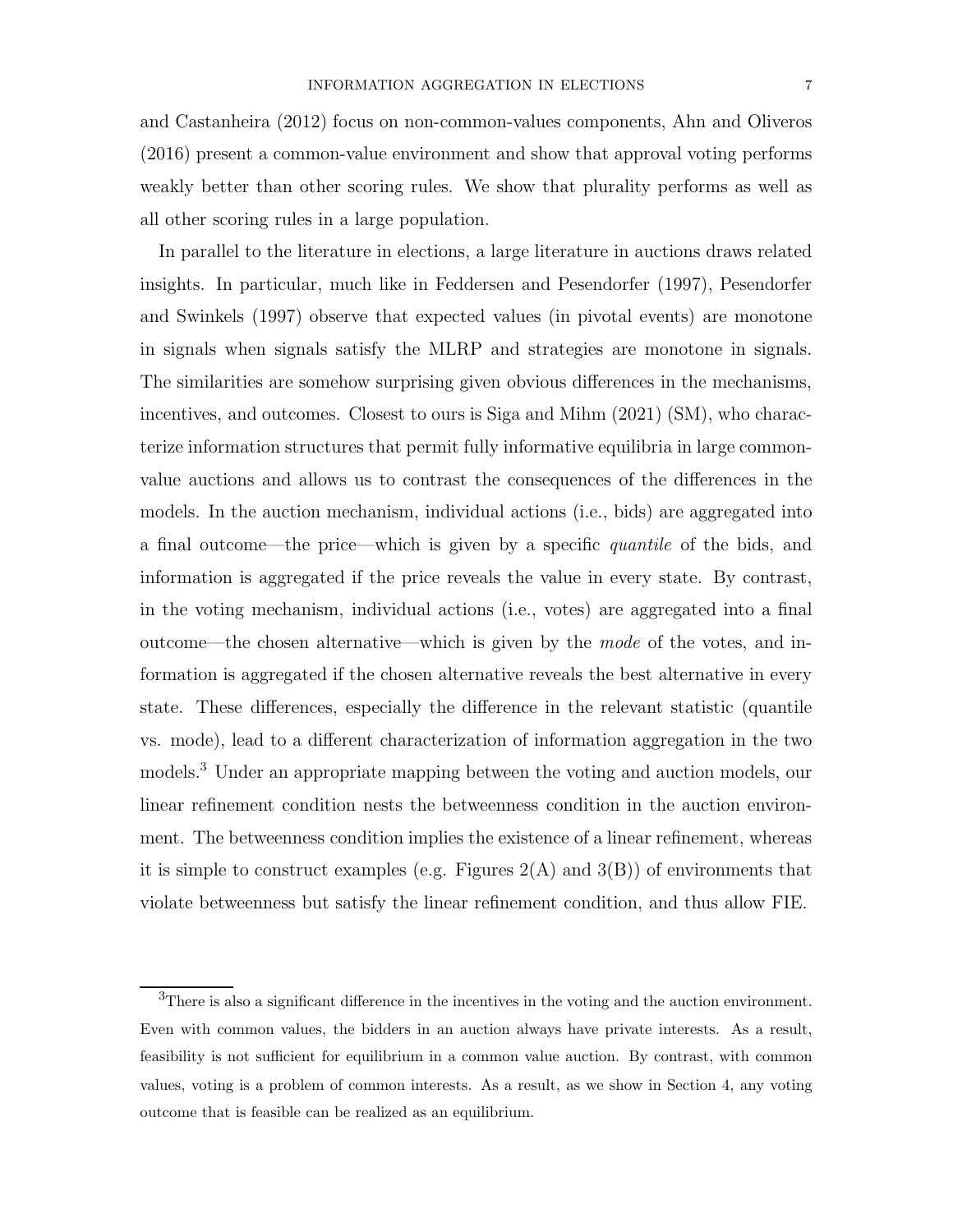and Castanheira (2012) focus on non-common-values components, Ahn and Oliveros (2016) present a common-value environment and show that approval voting performs weakly better than other scoring rules. We show that plurality performs as well as all other scoring rules in a large population.

In parallel to the literature in elections, a large literature in auctions draws related insights. In particular, much like in Feddersen and Pesendorfer (1997), Pesendorfer and Swinkels (1997) observe that expected values (in pivotal events) are monotone in signals when signals satisfy the MLRP and strategies are monotone in signals. The similarities are somehow surprising given obvious differences in the mechanisms, incentives, and outcomes. Closest to ours is Siga and Mihm (2021) (SM), who characterize information structures that permit fully informative equilibria in large common-value auctions and allows us to contrast the consequences of the differences in the models. In the auction mechanism, individual actions (i.e., bids) are aggregated into a final outcome—the price—which is given by a specific *quantile* of the bids, and information is aggregated if the price reveals the value in every state. By contrast, in the voting mechanism, individual actions (i.e., votes) are aggregated into a final outcome—the chosen alternative—which is given by the *mode* of the votes, and information is aggregated if the chosen alternative reveals the best alternative in every state. These differences, especially the difference in the relevant statistic (quantile vs. mode), lead to a different characterization of information aggregation in the two models.[3] Under an appropriate mapping between the voting and auction models, our linear refinement condition nests the betweenness condition in the auction environment. The betweenness condition implies the existence of a linear refinement, whereas it is simple to construct examples (e.g. Figures 2(A) and 3(B)) of environments that violate betweenness but satisfy the linear refinement condition, and thus allow FIE.

[3]There is also a significant difference in the incentives in the voting and the auction environment. Even with common values, the bidders in an auction always have private interests. As a result, feasibility is not sufficient for equilibrium in a common value auction. By contrast, with common values, voting is a problem of common interests. As a result, as we show in Section 4, any voting outcome that is feasible can be realized as an equilibrium.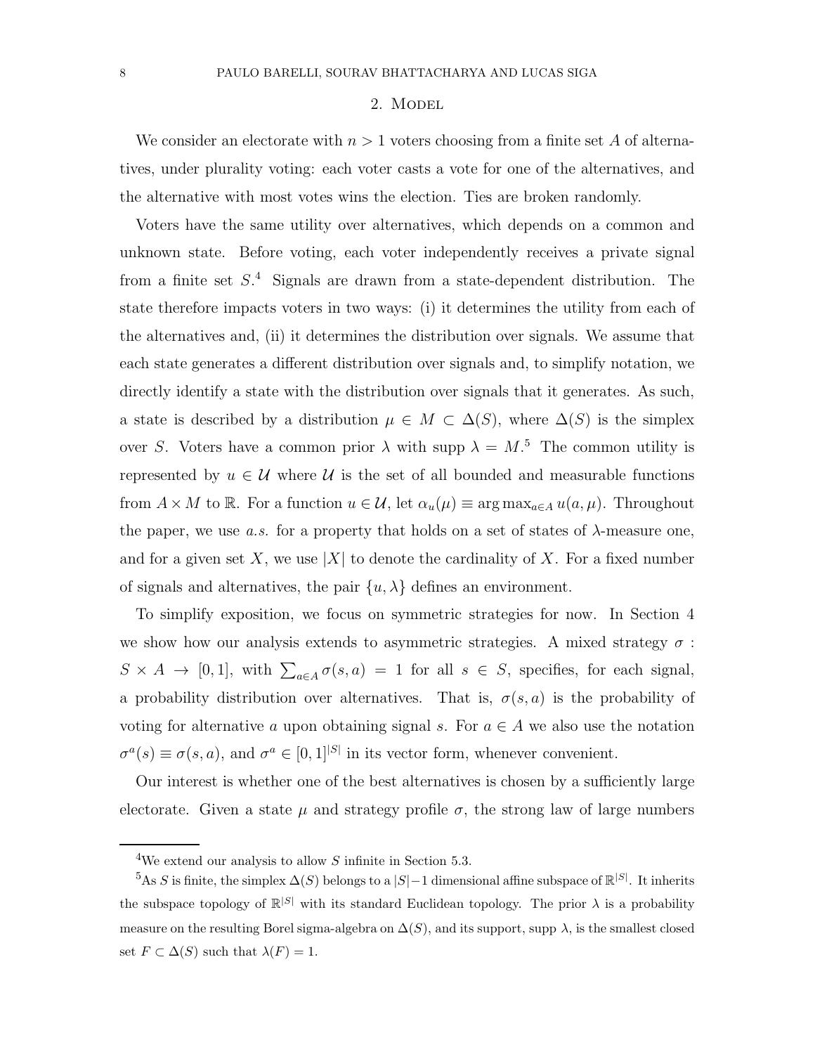## 2. Model

We consider an electorate with $n > 1$ voters choosing from a finite set $A$ of alternatives, under plurality voting: each voter casts a vote for one of the alternatives, and the alternative with most votes wins the election. Ties are broken randomly.

Voters have the same utility over alternatives, which depends on a common and unknown state. Before voting, each voter independently receives a private signal from a finite set $S$.[4] Signals are drawn from a state-dependent distribution. The state therefore impacts voters in two ways: (i) it determines the utility from each of the alternatives and, (ii) it determines the distribution over signals. We assume that each state generates a different distribution over signals and, to simplify notation, we directly identify a state with the distribution over signals that it generates. As such, a state is described by a distribution $\mu \in M \subset \Delta(S)$, where $\Delta(S)$ is the simplex over $S$. Voters have a common prior $\lambda$ with supp $\lambda = M$.[5] The common utility is represented by $u \in \mathcal{U}$ where $\mathcal{U}$ is the set of all bounded and measurable functions from $A \times M$ to $\mathbb{R}$. For a function $u \in \mathcal{U}$, let $\alpha_u(\mu) \equiv \arg\max_{a \in A} u(a, \mu)$. Throughout the paper, we use *a.s.* for a property that holds on a set of states of $\lambda$-measure one, and for a given set $X$, we use $|X|$ to denote the cardinality of $X$. For a fixed number of signals and alternatives, the pair $\{u, \lambda\}$ defines an environment.

To simplify exposition, we focus on symmetric strategies for now. In Section 4 we show how our analysis extends to asymmetric strategies. A mixed strategy $\sigma : S \times A \to [0, 1]$, with $\sum_{a \in A} \sigma(s, a) = 1$ for all $s \in S$, specifies, for each signal, a probability distribution over alternatives. That is, $\sigma(s, a)$ is the probability of voting for alternative $a$ upon obtaining signal $s$. For $a \in A$ we also use the notation $\sigma^a(s) \equiv \sigma(s, a)$, and $\sigma^a \in [0, 1]^{|S|}$ in its vector form, whenever convenient.

Our interest is whether one of the best alternatives is chosen by a sufficiently large electorate. Given a state $\mu$ and strategy profile $\sigma$, the strong law of large numbers

---

[4] We extend our analysis to allow $S$ infinite in Section 5.3.

[5] As $S$ is finite, the simplex $\Delta(S)$ belongs to a $|S|-1$ dimensional affine subspace of $\mathbb{R}^{|S|}$. It inherits the subspace topology of $\mathbb{R}^{|S|}$ with its standard Euclidean topology. The prior $\lambda$ is a probability measure on the resulting Borel sigma-algebra on $\Delta(S)$, and its support, supp $\lambda$, is the smallest closed set $F \subset \Delta(S)$ such that $\lambda(F) = 1$.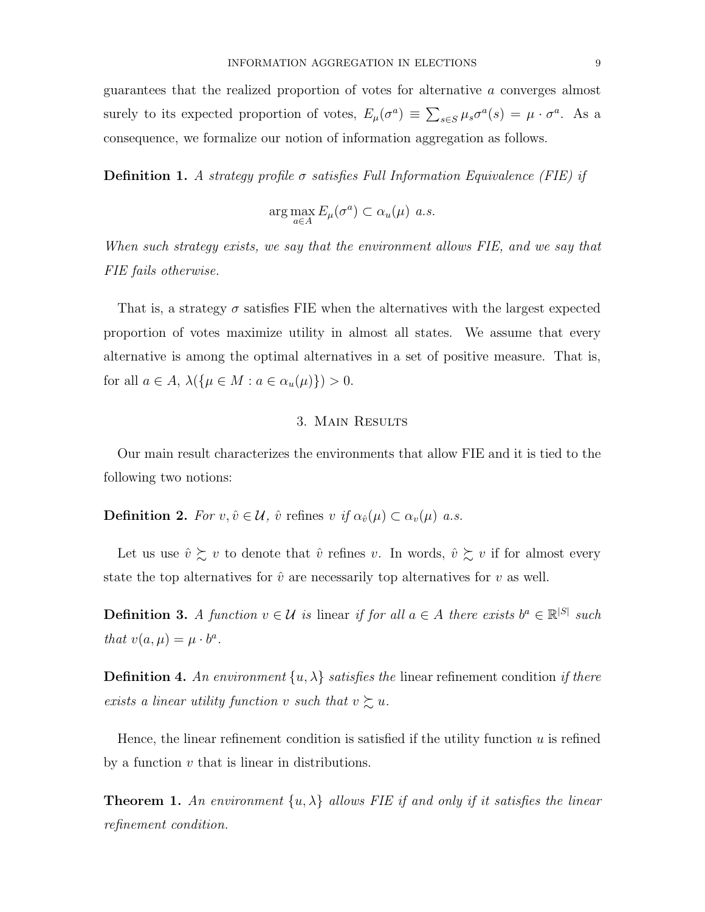guarantees that the realized proportion of votes for alternative $a$ converges almost surely to its expected proportion of votes, $E_\mu(\sigma^a) \equiv \sum_{s \in S} \mu_s \sigma^a(s) = \mu \cdot \sigma^a$. As a consequence, we formalize our notion of information aggregation as follows.

**Definition 1.** *A strategy profile $\sigma$ satisfies Full Information Equivalence (FIE) if*

$$\arg\max_{a \in A} E_\mu(\sigma^a) \subset \alpha_u(\mu) \ \textit{a.s.}$$

*When such strategy exists, we say that the environment allows FIE, and we say that FIE fails otherwise.*

That is, a strategy $\sigma$ satisfies FIE when the alternatives with the largest expected proportion of votes maximize utility in almost all states. We assume that every alternative is among the optimal alternatives in a set of positive measure. That is, for all $a \in A$, $\lambda(\{\mu \in M : a \in \alpha_u(\mu)\}) > 0$.

## 3. Main Results

Our main result characterizes the environments that allow FIE and it is tied to the following two notions:

**Definition 2.** *For $v, \hat{v} \in \mathcal{U}$, $\hat{v}$* refines *$v$ if $\alpha_{\hat{v}}(\mu) \subset \alpha_v(\mu)$ a.s.*

Let us use $\hat{v} \succsim v$ to denote that $\hat{v}$ refines $v$. In words, $\hat{v} \succsim v$ if for almost every state the top alternatives for $\hat{v}$ are necessarily top alternatives for $v$ as well.

**Definition 3.** *A function $v \in \mathcal{U}$ is* linear *if for all $a \in A$ there exists $b^a \in \mathbb{R}^{|S|}$ such that $v(a, \mu) = \mu \cdot b^a$.*

**Definition 4.** *An environment $\{u, \lambda\}$ satisfies the* linear refinement condition *if there exists a linear utility function $v$ such that $v \succsim u$.*

Hence, the linear refinement condition is satisfied if the utility function $u$ is refined by a function $v$ that is linear in distributions.

**Theorem 1.** *An environment $\{u, \lambda\}$ allows FIE if and only if it satisfies the linear refinement condition.*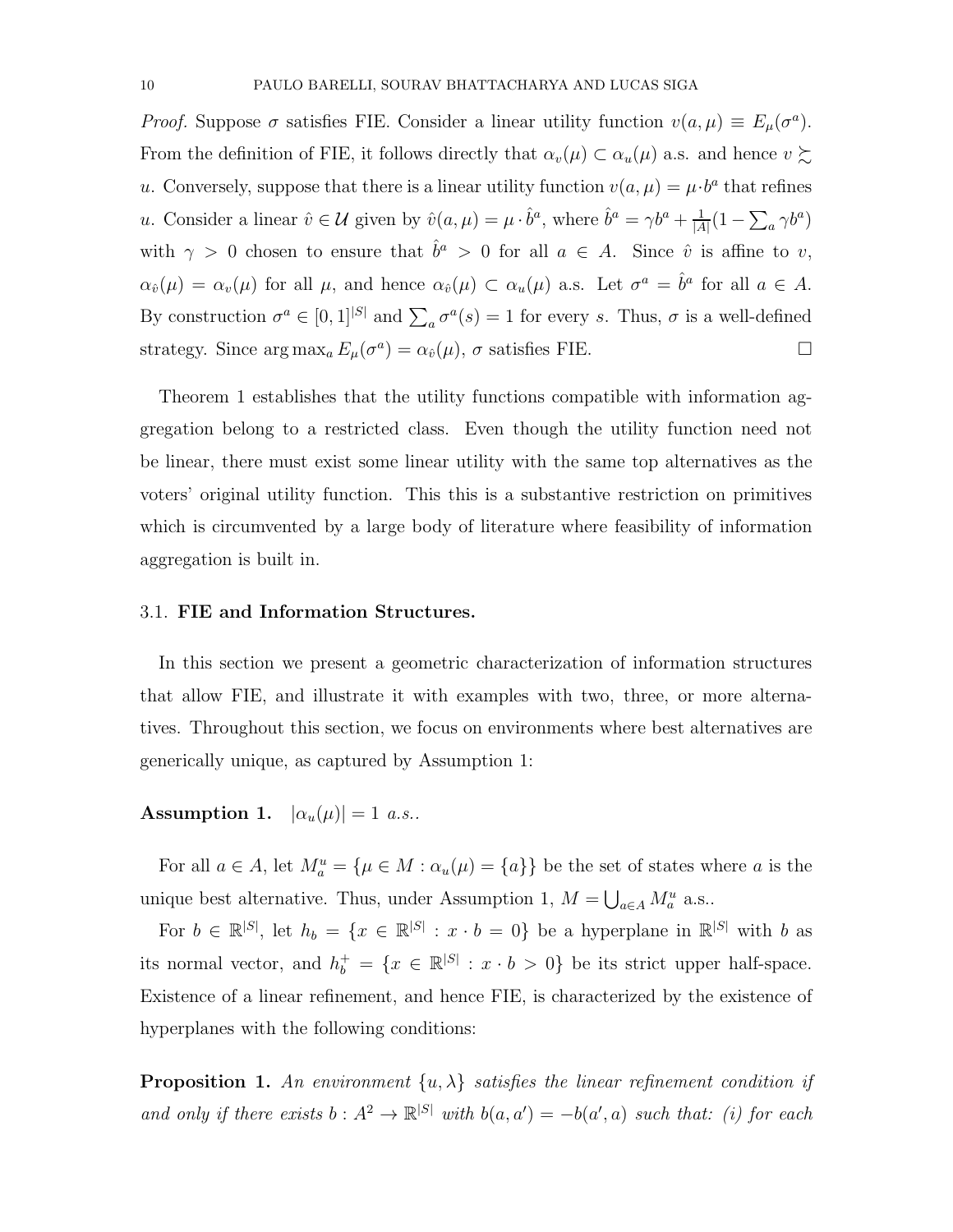*Proof.* Suppose $\sigma$ satisfies FIE. Consider a linear utility function $v(a,\mu) \equiv E_\mu(\sigma^a)$. From the definition of FIE, it follows directly that $\alpha_v(\mu) \subset \alpha_u(\mu)$ a.s. and hence $v \succsim u$. Conversely, suppose that there is a linear utility function $v(a,\mu) = \mu \cdot b^a$ that refines $u$. Consider a linear $\hat{v} \in \mathcal{U}$ given by $\hat{v}(a,\mu) = \mu \cdot \hat{b}^a$, where $\hat{b}^a = \gamma b^a + \frac{1}{|A|}(1 - \sum_a \gamma b^a)$ with $\gamma > 0$ chosen to ensure that $\hat{b}^a > 0$ for all $a \in A$. Since $\hat{v}$ is affine to $v$, $\alpha_{\hat{v}}(\mu) = \alpha_v(\mu)$ for all $\mu$, and hence $\alpha_{\hat{v}}(\mu) \subset \alpha_u(\mu)$ a.s. Let $\sigma^a = \hat{b}^a$ for all $a \in A$. By construction $\sigma^a \in [0,1]^{|S|}$ and $\sum_a \sigma^a(s) = 1$ for every $s$. Thus, $\sigma$ is a well-defined strategy. Since $\arg\max_a E_\mu(\sigma^a) = \alpha_{\hat{v}}(\mu)$, $\sigma$ satisfies FIE. $\square$

Theorem 1 establishes that the utility functions compatible with information aggregation belong to a restricted class. Even though the utility function need not be linear, there must exist some linear utility with the same top alternatives as the voters' original utility function. This this is a substantive restriction on primitives which is circumvented by a large body of literature where feasibility of information aggregation is built in.

### 3.1. **FIE and Information Structures.**

In this section we present a geometric characterization of information structures that allow FIE, and illustrate it with examples with two, three, or more alternatives. Throughout this section, we focus on environments where best alternatives are generically unique, as captured by Assumption 1:

**Assumption 1.** $|\alpha_u(\mu)| = 1$ *a.s.*.

For all $a \in A$, let $M_a^u = \{\mu \in M : \alpha_u(\mu) = \{a\}\}$ be the set of states where $a$ is the unique best alternative. Thus, under Assumption 1, $M = \bigcup_{a \in A} M_a^u$ a.s..

For $b \in \mathbb{R}^{|S|}$, let $h_b = \{x \in \mathbb{R}^{|S|} : x \cdot b = 0\}$ be a hyperplane in $\mathbb{R}^{|S|}$ with $b$ as its normal vector, and $h_b^+ = \{x \in \mathbb{R}^{|S|} : x \cdot b > 0\}$ be its strict upper half-space. Existence of a linear refinement, and hence FIE, is characterized by the existence of hyperplanes with the following conditions:

**Proposition 1.** *An environment $\{u, \lambda\}$ satisfies the linear refinement condition if and only if there exists $b : A^2 \to \mathbb{R}^{|S|}$ with $b(a,a') = -b(a',a)$ such that: (i) for each*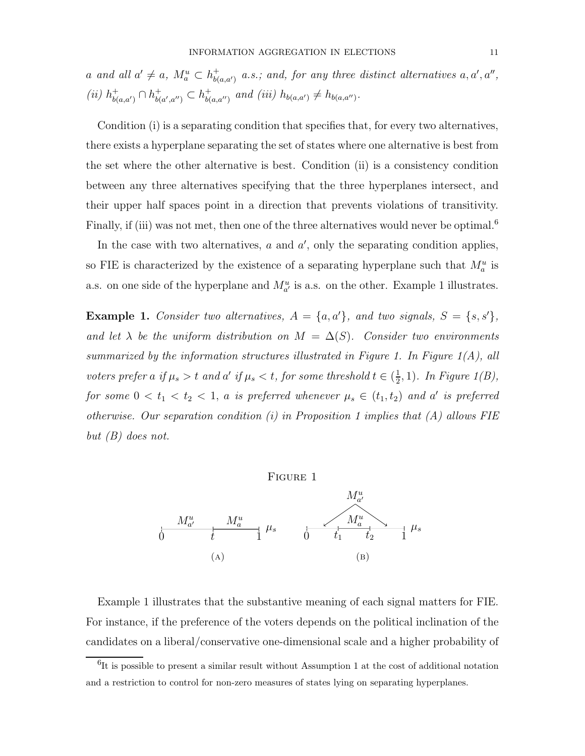*a and all $a' \neq a$, $M^u_a \subset h^+_{b(a,a')}$ a.s.; and, for any three distinct alternatives $a, a', a''$, (ii) $h^+_{b(a,a')} \cap h^+_{b(a',a'')} \subset h^+_{b(a,a'')}$ and (iii) $h_{b(a,a')} \neq h_{b(a,a'')}$.*

Condition (i) is a separating condition that specifies that, for every two alternatives, there exists a hyperplane separating the set of states where one alternative is best from the set where the other alternative is best. Condition (ii) is a consistency condition between any three alternatives specifying that the three hyperplanes intersect, and their upper half spaces point in a direction that prevents violations of transitivity. Finally, if (iii) was not met, then one of the three alternatives would never be optimal.[6]

In the case with two alternatives, $a$ and $a'$, only the separating condition applies, so FIE is characterized by the existence of a separating hyperplane such that $M^u_a$ is a.s. on one side of the hyperplane and $M^u_{a'}$ is a.s. on the other. Example 1 illustrates.

**Example 1.** *Consider two alternatives, $A = \{a, a'\}$, and two signals, $S = \{s, s'\}$, and let $\lambda$ be the uniform distribution on $M = \Delta(S)$. Consider two environments summarized by the information structures illustrated in Figure 1. In Figure 1(A), all voters prefer $a$ if $\mu_s > t$ and $a'$ if $\mu_s < t$, for some threshold $t \in (\frac{1}{2}, 1)$. In Figure 1(B), for some $0 < t_1 < t_2 < 1$, $a$ is preferred whenever $\mu_s \in (t_1, t_2)$ and $a'$ is preferred otherwise. Our separation condition (i) in Proposition 1 implies that (A) allows FIE but (B) does not.*

Figure 1

(A) (B)

Example 1 illustrates that the substantive meaning of each signal matters for FIE. For instance, if the preference of the voters depends on the political inclination of the candidates on a liberal/conservative one-dimensional scale and a higher probability of

[6] It is possible to present a similar result without Assumption 1 at the cost of additional notation and a restriction to control for non-zero measures of states lying on separating hyperplanes.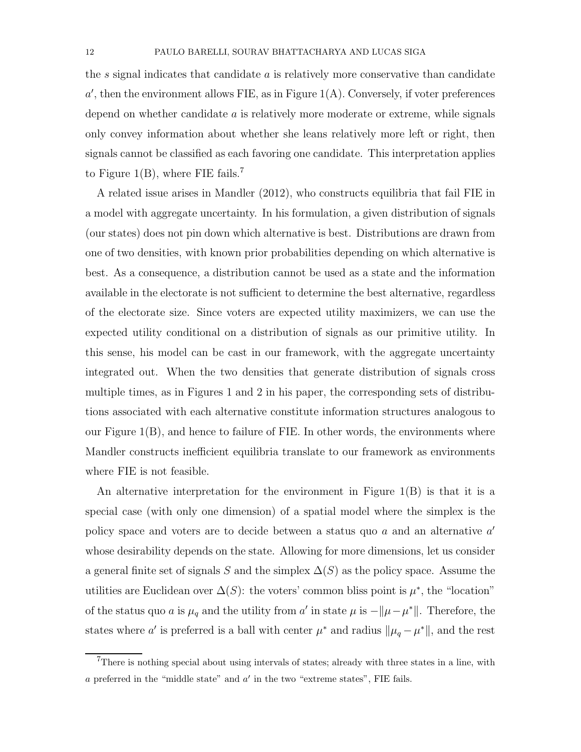the $s$ signal indicates that candidate $a$ is relatively more conservative than candidate $a'$, then the environment allows FIE, as in Figure 1(A). Conversely, if voter preferences depend on whether candidate $a$ is relatively more moderate or extreme, while signals only convey information about whether she leans relatively more left or right, then signals cannot be classified as each favoring one candidate. This interpretation applies to Figure 1(B), where FIE fails.[7]

A related issue arises in Mandler (2012), who constructs equilibria that fail FIE in a model with aggregate uncertainty. In his formulation, a given distribution of signals (our states) does not pin down which alternative is best. Distributions are drawn from one of two densities, with known prior probabilities depending on which alternative is best. As a consequence, a distribution cannot be used as a state and the information available in the electorate is not sufficient to determine the best alternative, regardless of the electorate size. Since voters are expected utility maximizers, we can use the expected utility conditional on a distribution of signals as our primitive utility. In this sense, his model can be cast in our framework, with the aggregate uncertainty integrated out. When the two densities that generate distribution of signals cross multiple times, as in Figures 1 and 2 in his paper, the corresponding sets of distributions associated with each alternative constitute information structures analogous to our Figure 1(B), and hence to failure of FIE. In other words, the environments where Mandler constructs inefficient equilibria translate to our framework as environments where FIE is not feasible.

An alternative interpretation for the environment in Figure 1(B) is that it is a special case (with only one dimension) of a spatial model where the simplex is the policy space and voters are to decide between a status quo $a$ and an alternative $a'$ whose desirability depends on the state. Allowing for more dimensions, let us consider a general finite set of signals $S$ and the simplex $\Delta(S)$ as the policy space. Assume the utilities are Euclidean over $\Delta(S)$: the voters' common bliss point is $\mu^*$, the "location" of the status quo $a$ is $\mu_q$ and the utility from $a'$ in state $\mu$ is $-\|\mu - \mu^*\|$. Therefore, the states where $a'$ is preferred is a ball with center $\mu^*$ and radius $\|\mu_q - \mu^*\|$, and the rest

[7] There is nothing special about using intervals of states; already with three states in a line, with $a$ preferred in the "middle state" and $a'$ in the two "extreme states", FIE fails.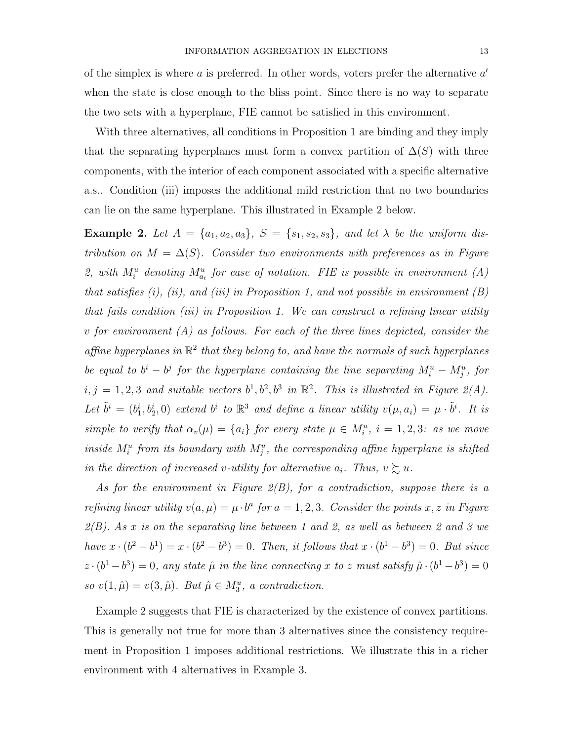of the simplex is where $a$ is preferred. In other words, voters prefer the alternative $a'$ when the state is close enough to the bliss point. Since there is no way to separate the two sets with a hyperplane, FIE cannot be satisfied in this environment.

With three alternatives, all conditions in Proposition 1 are binding and they imply that the separating hyperplanes must form a convex partition of $\Delta(S)$ with three components, with the interior of each component associated with a specific alternative a.s.. Condition (iii) imposes the additional mild restriction that no two boundaries can lie on the same hyperplane. This illustrated in Example 2 below.

**Example 2.** *Let $A = \{a_1, a_2, a_3\}$, $S = \{s_1, s_2, s_3\}$, and let $\lambda$ be the uniform distribution on $M = \Delta(S)$. Consider two environments with preferences as in Figure 2, with $M_i^u$ denoting $M_{a_i}^u$ for ease of notation. FIE is possible in environment (A) that satisfies (i), (ii), and (iii) in Proposition 1, and not possible in environment (B) that fails condition (iii) in Proposition 1. We can construct a refining linear utility $v$ for environment (A) as follows. For each of the three lines depicted, consider the affine hyperplanes in $\mathbb{R}^2$ that they belong to, and have the normals of such hyperplanes be equal to $b^i - b^j$ for the hyperplane containing the line separating $M_i^u - M_j^u$, for $i, j = 1, 2, 3$ and suitable vectors $b^1, b^2, b^3$ in $\mathbb{R}^2$. This is illustrated in Figure 2(A). Let $\tilde{b}^i = (b_1^i, b_2^i, 0)$ extend $b^i$ to $\mathbb{R}^3$ and define a linear utility $v(\mu, a_i) = \mu \cdot \tilde{b}^i$. It is simple to verify that $\alpha_v(\mu) = \{a_i\}$ for every state $\mu \in M_i^u$, $i = 1, 2, 3$: as we move inside $M_i^u$ from its boundary with $M_j^u$, the corresponding affine hyperplane is shifted in the direction of increased $v$-utility for alternative $a_i$. Thus, $v \succsim u$.*

*As for the environment in Figure 2(B), for a contradiction, suppose there is a refining linear utility $v(a, \mu) = \mu \cdot b^a$ for $a = 1, 2, 3$. Consider the points $x, z$ in Figure 2(B). As $x$ is on the separating line between 1 and 2, as well as between 2 and 3 we have $x \cdot (b^2 - b^1) = x \cdot (b^2 - b^3) = 0$. Then, it follows that $x \cdot (b^1 - b^3) = 0$. But since $z \cdot (b^1 - b^3) = 0$, any state $\hat{\mu}$ in the line connecting $x$ to $z$ must satisfy $\hat{\mu} \cdot (b^1 - b^3) = 0$ so $v(1, \hat{\mu}) = v(3, \hat{\mu})$. But $\hat{\mu} \in M_3^u$, a contradiction.*

Example 2 suggests that FIE is characterized by the existence of convex partitions. This is generally not true for more than 3 alternatives since the consistency requirement in Proposition 1 imposes additional restrictions. We illustrate this in a richer environment with 4 alternatives in Example 3.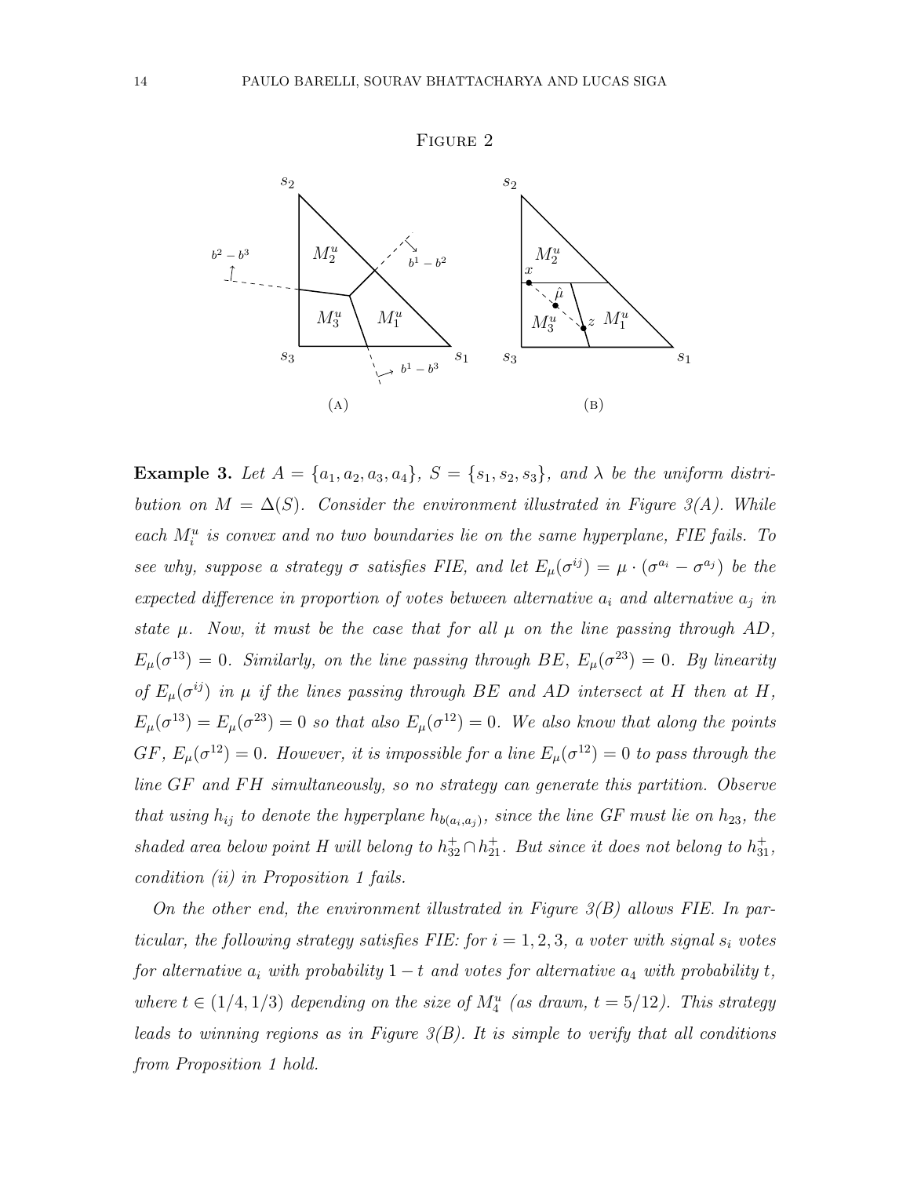Figure 2

(A)

(B)

**Example 3.** *Let $A = \{a_1, a_2, a_3, a_4\}$, $S = \{s_1, s_2, s_3\}$, and $\lambda$ be the uniform distribution on $M = \Delta(S)$. Consider the environment illustrated in Figure 3(A). While each $M_i^u$ is convex and no two boundaries lie on the same hyperplane, FIE fails. To see why, suppose a strategy $\sigma$ satisfies FIE, and let $E_\mu(\sigma^{ij}) = \mu \cdot (\sigma^{a_i} - \sigma^{a_j})$ be the expected difference in proportion of votes between alternative $a_i$ and alternative $a_j$ in state $\mu$. Now, it must be the case that for all $\mu$ on the line passing through $AD$, $E_\mu(\sigma^{13}) = 0$. Similarly, on the line passing through $BE$, $E_\mu(\sigma^{23}) = 0$. By linearity of $E_\mu(\sigma^{ij})$ in $\mu$ if the lines passing through $BE$ and $AD$ intersect at $H$ then at $H$, $E_\mu(\sigma^{13}) = E_\mu(\sigma^{23}) = 0$ so that also $E_\mu(\sigma^{12}) = 0$. We also know that along the points $GF$, $E_\mu(\sigma^{12}) = 0$. However, it is impossible for a line $E_\mu(\sigma^{12}) = 0$ to pass through the line $GF$ and $FH$ simultaneously, so no strategy can generate this partition. Observe that using $h_{ij}$ to denote the hyperplane $h_{b(a_i,a_j)}$, since the line $GF$ must lie on $h_{23}$, the shaded area below point $H$ will belong to $h_{32}^+ \cap h_{21}^+$. But since it does not belong to $h_{31}^+$, condition (ii) in Proposition 1 fails.*

*On the other end, the environment illustrated in Figure 3(B) allows FIE. In particular, the following strategy satisfies FIE: for $i = 1, 2, 3$, a voter with signal $s_i$ votes for alternative $a_i$ with probability $1 - t$ and votes for alternative $a_4$ with probability $t$, where $t \in (1/4, 1/3)$ depending on the size of $M_4^u$ (as drawn, $t = 5/12$). This strategy leads to winning regions as in Figure 3(B). It is simple to verify that all conditions from Proposition 1 hold.*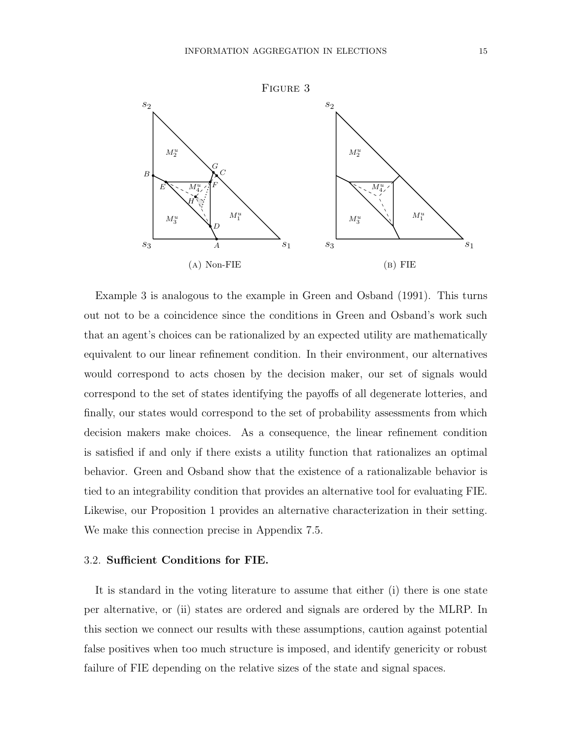Figure 3

(a) Non-FIE

(b) FIE

Example 3 is analogous to the example in Green and Osband (1991). This turns out not to be a coincidence since the conditions in Green and Osband's work such that an agent's choices can be rationalized by an expected utility are mathematically equivalent to our linear refinement condition. In their environment, our alternatives would correspond to acts chosen by the decision maker, our set of signals would correspond to the set of states identifying the payoffs of all degenerate lotteries, and finally, our states would correspond to the set of probability assessments from which decision makers make choices. As a consequence, the linear refinement condition is satisfied if and only if there exists a utility function that rationalizes an optimal behavior. Green and Osband show that the existence of a rationalizable behavior is tied to an integrability condition that provides an alternative tool for evaluating FIE. Likewise, our Proposition 1 provides an alternative characterization in their setting. We make this connection precise in Appendix 7.5.

### 3.2. **Sufficient Conditions for FIE.**

It is standard in the voting literature to assume that either (i) there is one state per alternative, or (ii) states are ordered and signals are ordered by the MLRP. In this section we connect our results with these assumptions, caution against potential false positives when too much structure is imposed, and identify genericity or robust failure of FIE depending on the relative sizes of the state and signal spaces.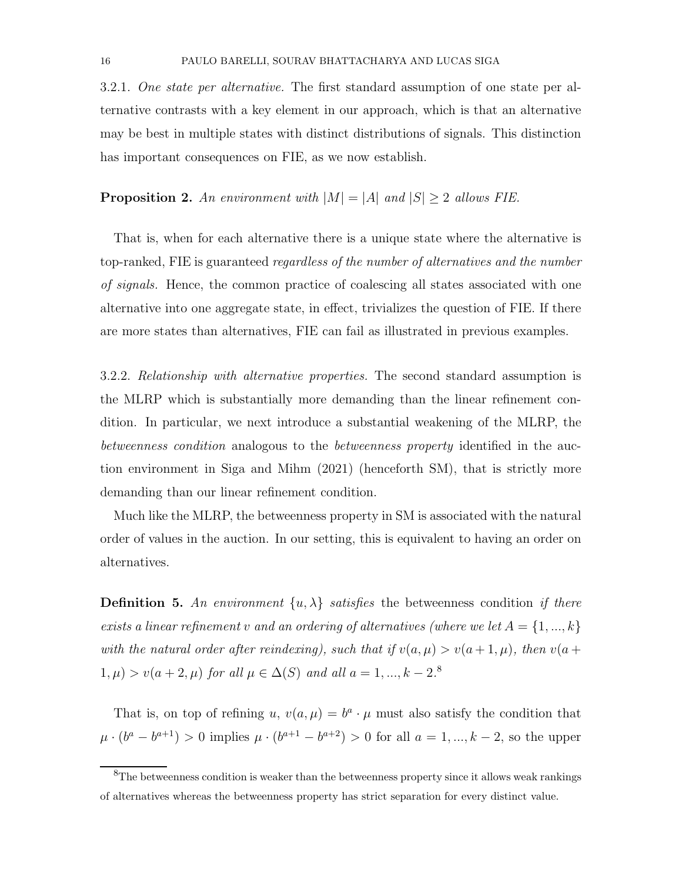3.2.1. *One state per alternative.* The first standard assumption of one state per alternative contrasts with a key element in our approach, which is that an alternative may be best in multiple states with distinct distributions of signals. This distinction has important consequences on FIE, as we now establish.

**Proposition 2.** *An environment with $|M| = |A|$ and $|S| \geq 2$ allows FIE.*

That is, when for each alternative there is a unique state where the alternative is top-ranked, FIE is guaranteed *regardless of the number of alternatives and the number of signals.* Hence, the common practice of coalescing all states associated with one alternative into one aggregate state, in effect, trivializes the question of FIE. If there are more states than alternatives, FIE can fail as illustrated in previous examples.

3.2.2. *Relationship with alternative properties.* The second standard assumption is the MLRP which is substantially more demanding than the linear refinement condition. In particular, we next introduce a substantial weakening of the MLRP, the *betweenness condition* analogous to the *betweenness property* identified in the auction environment in Siga and Mihm (2021) (henceforth SM), that is strictly more demanding than our linear refinement condition.

Much like the MLRP, the betweenness property in SM is associated with the natural order of values in the auction. In our setting, this is equivalent to having an order on alternatives.

**Definition 5.** *An environment $\{u, \lambda\}$ satisfies* the betweenness condition *if there exists a linear refinement $v$ and an ordering of alternatives (where we let $A = \{1, ..., k\}$ with the natural order after reindexing), such that if $v(a, \mu) > v(a+1, \mu)$, then $v(a+1, \mu) > v(a+2, \mu)$ for all $\mu \in \Delta(S)$ and all $a = 1, ..., k-2$.*[8]

That is, on top of refining $u$, $v(a, \mu) = b^a \cdot \mu$ must also satisfy the condition that $\mu \cdot (b^a - b^{a+1}) > 0$ implies $\mu \cdot (b^{a+1} - b^{a+2}) > 0$ for all $a = 1, ..., k-2$, so the upper

[8]The betweenness condition is weaker than the betweenness property since it allows weak rankings of alternatives whereas the betweenness property has strict separation for every distinct value.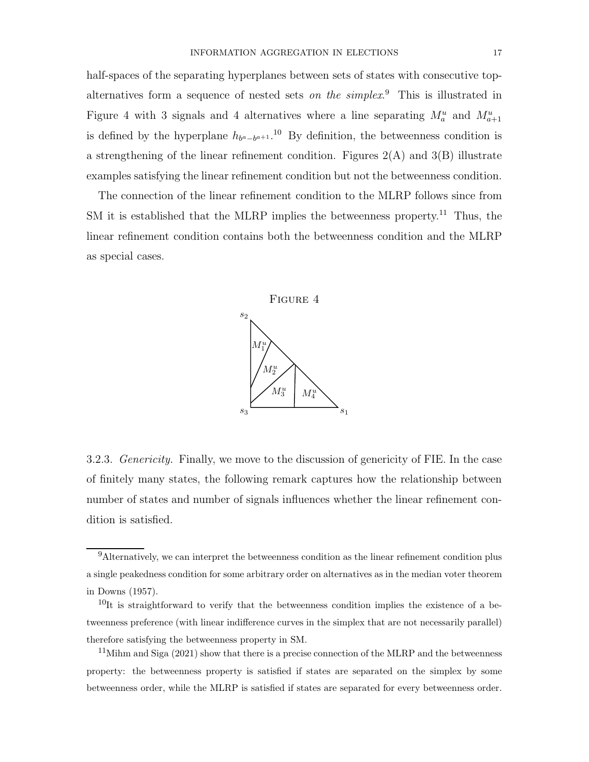half-spaces of the separating hyperplanes between sets of states with consecutive top-alternatives form a sequence of nested sets *on the simplex*.[9] This is illustrated in Figure 4 with 3 signals and 4 alternatives where a line separating $M^u_a$ and $M^u_{a+1}$ is defined by the hyperplane $h_{b^a - b^{a+1}}$.[10] By definition, the betweenness condition is a strengthening of the linear refinement condition. Figures 2(A) and 3(B) illustrate examples satisfying the linear refinement condition but not the betweenness condition.

The connection of the linear refinement condition to the MLRP follows since from SM it is established that the MLRP implies the betweenness property.[11] Thus, the linear refinement condition contains both the betweenness condition and the MLRP as special cases.

FIGURE 4

3.2.3. *Genericity.* Finally, we move to the discussion of genericity of FIE. In the case of finitely many states, the following remark captures how the relationship between number of states and number of signals influences whether the linear refinement condition is satisfied.

---

[9] Alternatively, we can interpret the betweenness condition as the linear refinement condition plus a single peakedness condition for some arbitrary order on alternatives as in the median voter theorem in Downs (1957).

[10] It is straightforward to verify that the betweenness condition implies the existence of a betweenness preference (with linear indifference curves in the simplex that are not necessarily parallel) therefore satisfying the betweenness property in SM.

[11] Mihm and Siga (2021) show that there is a precise connection of the MLRP and the betweenness property: the betweenness property is satisfied if states are separated on the simplex by some betweenness order, while the MLRP is satisfied if states are separated for every betweenness order.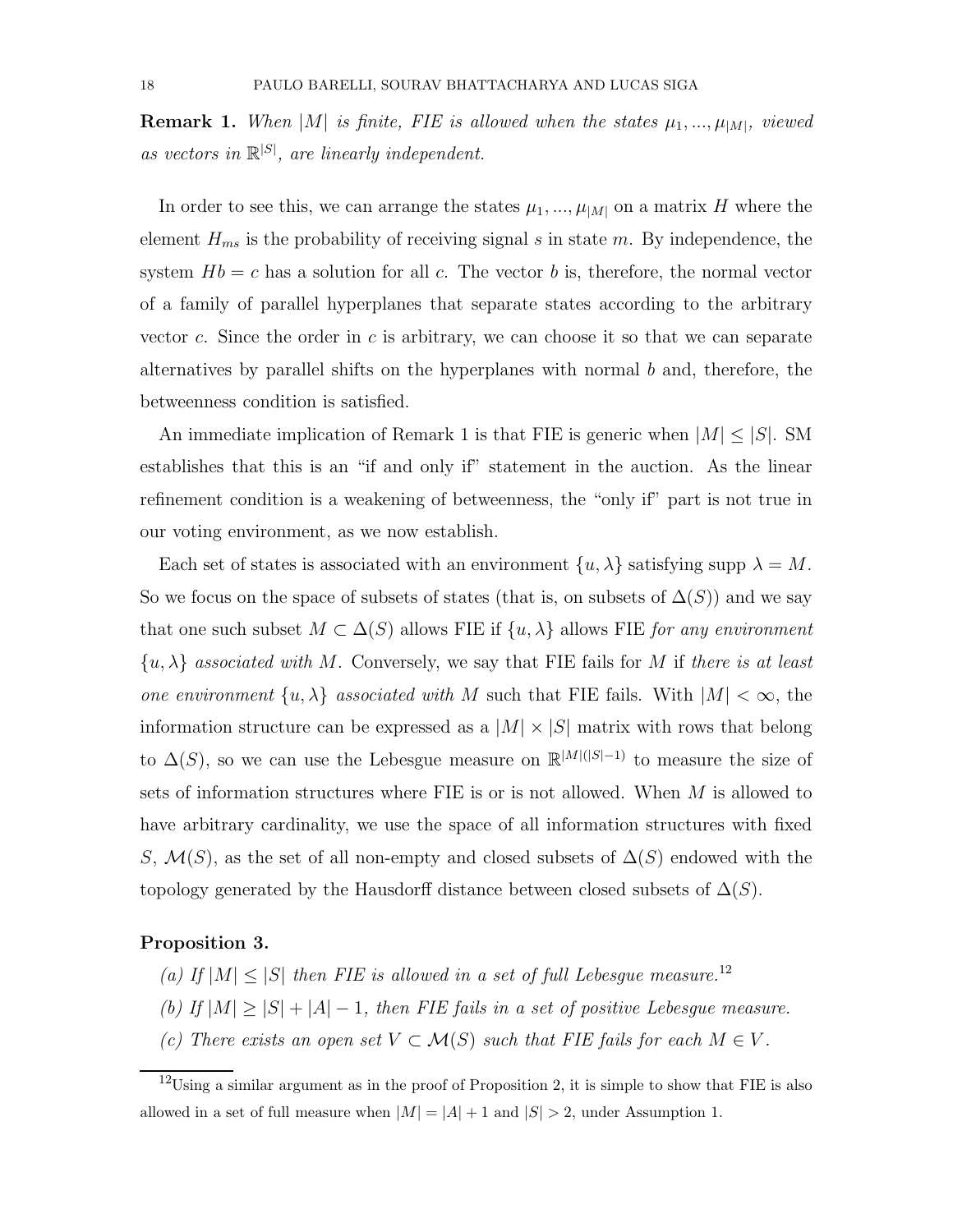**Remark 1.** *When $|M|$ is finite, FIE is allowed when the states $\mu_1, ..., \mu_{|M|}$, viewed as vectors in $\mathbb{R}^{|S|}$, are linearly independent.*

In order to see this, we can arrange the states $\mu_1, ..., \mu_{|M|}$ on a matrix $H$ where the element $H_{ms}$ is the probability of receiving signal $s$ in state $m$. By independence, the system $Hb = c$ has a solution for all $c$. The vector $b$ is, therefore, the normal vector of a family of parallel hyperplanes that separate states according to the arbitrary vector $c$. Since the order in $c$ is arbitrary, we can choose it so that we can separate alternatives by parallel shifts on the hyperplanes with normal $b$ and, therefore, the betweenness condition is satisfied.

An immediate implication of Remark 1 is that FIE is generic when $|M| \leq |S|$. SM establishes that this is an "if and only if" statement in the auction. As the linear refinement condition is a weakening of betweenness, the "only if" part is not true in our voting environment, as we now establish.

Each set of states is associated with an environment $\{u, \lambda\}$ satisfying supp $\lambda = M$. So we focus on the space of subsets of states (that is, on subsets of $\Delta(S)$) and we say that one such subset $M \subset \Delta(S)$ allows FIE if $\{u, \lambda\}$ allows FIE *for any environment* $\{u, \lambda\}$ *associated with* $M$. Conversely, we say that FIE fails for $M$ if *there is at least one environment* $\{u, \lambda\}$ *associated with* $M$ such that FIE fails. With $|M| < \infty$, the information structure can be expressed as a $|M| \times |S|$ matrix with rows that belong to $\Delta(S)$, so we can use the Lebesgue measure on $\mathbb{R}^{|M|(|S|-1)}$ to measure the size of sets of information structures where FIE is or is not allowed. When $M$ is allowed to have arbitrary cardinality, we use the space of all information structures with fixed $S$, $\mathcal{M}(S)$, as the set of all non-empty and closed subsets of $\Delta(S)$ endowed with the topology generated by the Hausdorff distance between closed subsets of $\Delta(S)$.

**Proposition 3.**

*(a) If $|M| \leq |S|$ then FIE is allowed in a set of full Lebesgue measure.*[12]

*(b) If $|M| \geq |S| + |A| - 1$, then FIE fails in a set of positive Lebesgue measure.*

*(c) There exists an open set $V \subset \mathcal{M}(S)$ such that FIE fails for each $M \in V$.*

---

[12] Using a similar argument as in the proof of Proposition 2, it is simple to show that FIE is also allowed in a set of full measure when $|M| = |A| + 1$ and $|S| > 2$, under Assumption 1.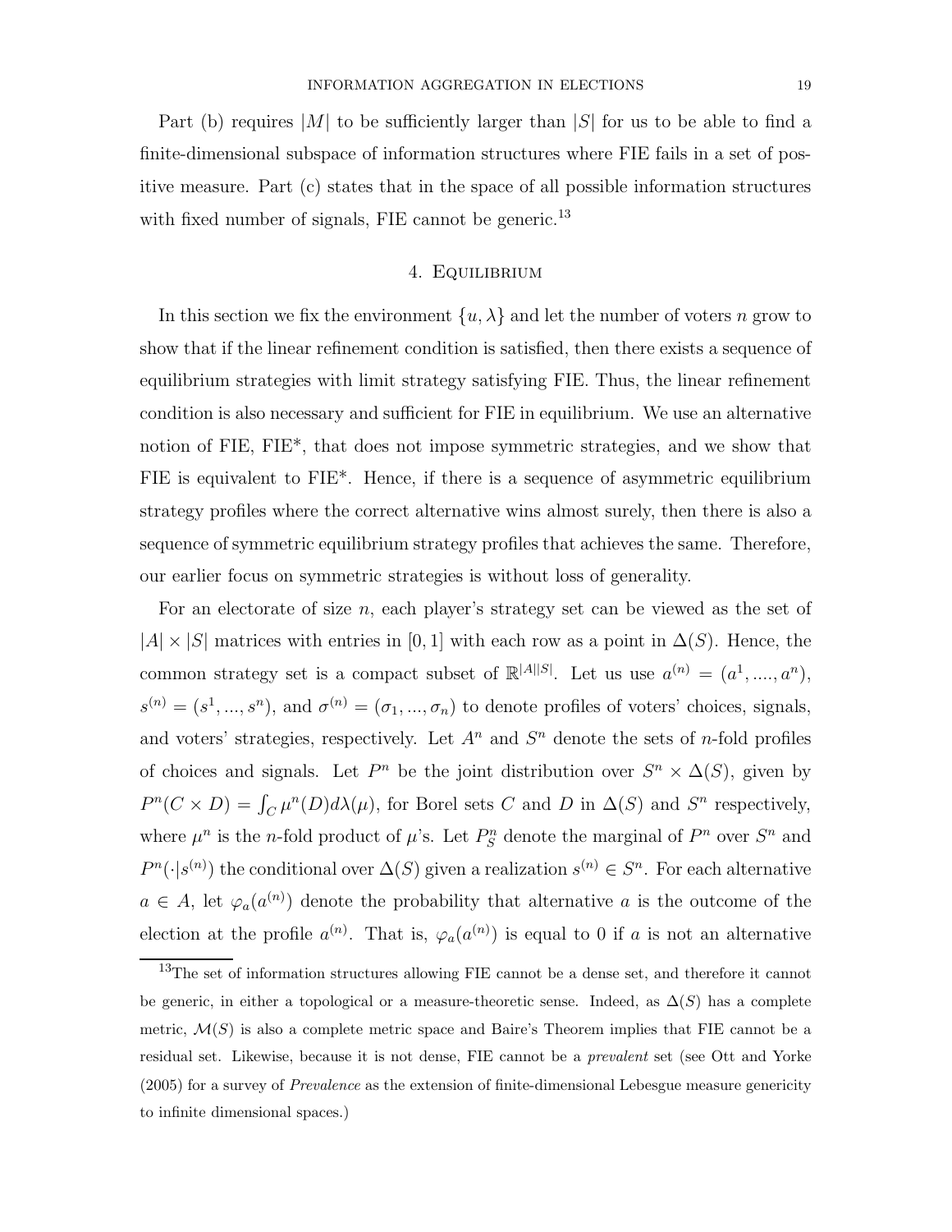Part (b) requires $|M|$ to be sufficiently larger than $|S|$ for us to be able to find a finite-dimensional subspace of information structures where FIE fails in a set of positive measure. Part (c) states that in the space of all possible information structures with fixed number of signals, FIE cannot be generic.[13]

## 4. Equilibrium

In this section we fix the environment $\{u, \lambda\}$ and let the number of voters $n$ grow to show that if the linear refinement condition is satisfied, then there exists a sequence of equilibrium strategies with limit strategy satisfying FIE. Thus, the linear refinement condition is also necessary and sufficient for FIE in equilibrium. We use an alternative notion of FIE, FIE\*, that does not impose symmetric strategies, and we show that FIE is equivalent to FIE\*. Hence, if there is a sequence of asymmetric equilibrium strategy profiles where the correct alternative wins almost surely, then there is also a sequence of symmetric equilibrium strategy profiles that achieves the same. Therefore, our earlier focus on symmetric strategies is without loss of generality.

For an electorate of size $n$, each player's strategy set can be viewed as the set of $|A| \times |S|$ matrices with entries in $[0, 1]$ with each row as a point in $\Delta(S)$. Hence, the common strategy set is a compact subset of $\mathbb{R}^{|A||S|}$. Let us use $a^{(n)} = (a^1, ...., a^n)$, $s^{(n)} = (s^1, ..., s^n)$, and $\sigma^{(n)} = (\sigma_1, ..., \sigma_n)$ to denote profiles of voters' choices, signals, and voters' strategies, respectively. Let $A^n$ and $S^n$ denote the sets of $n$-fold profiles of choices and signals. Let $P^n$ be the joint distribution over $S^n \times \Delta(S)$, given by $P^n(C \times D) = \int_C \mu^n(D)d\lambda(\mu)$, for Borel sets $C$ and $D$ in $\Delta(S)$ and $S^n$ respectively, where $\mu^n$ is the $n$-fold product of $\mu$'s. Let $P^n_S$ denote the marginal of $P^n$ over $S^n$ and $P^n(\cdot|s^{(n)})$ the conditional over $\Delta(S)$ given a realization $s^{(n)} \in S^n$. For each alternative $a \in A$, let $\varphi_a(a^{(n)})$ denote the probability that alternative $a$ is the outcome of the election at the profile $a^{(n)}$. That is, $\varphi_a(a^{(n)})$ is equal to 0 if $a$ is not an alternative

[13] The set of information structures allowing FIE cannot be a dense set, and therefore it cannot be generic, in either a topological or a measure-theoretic sense. Indeed, as $\Delta(S)$ has a complete metric, $\mathcal{M}(S)$ is also a complete metric space and Baire's Theorem implies that FIE cannot be a residual set. Likewise, because it is not dense, FIE cannot be a *prevalent* set (see Ott and Yorke (2005) for a survey of *Prevalence* as the extension of finite-dimensional Lebesgue measure genericity to infinite dimensional spaces.)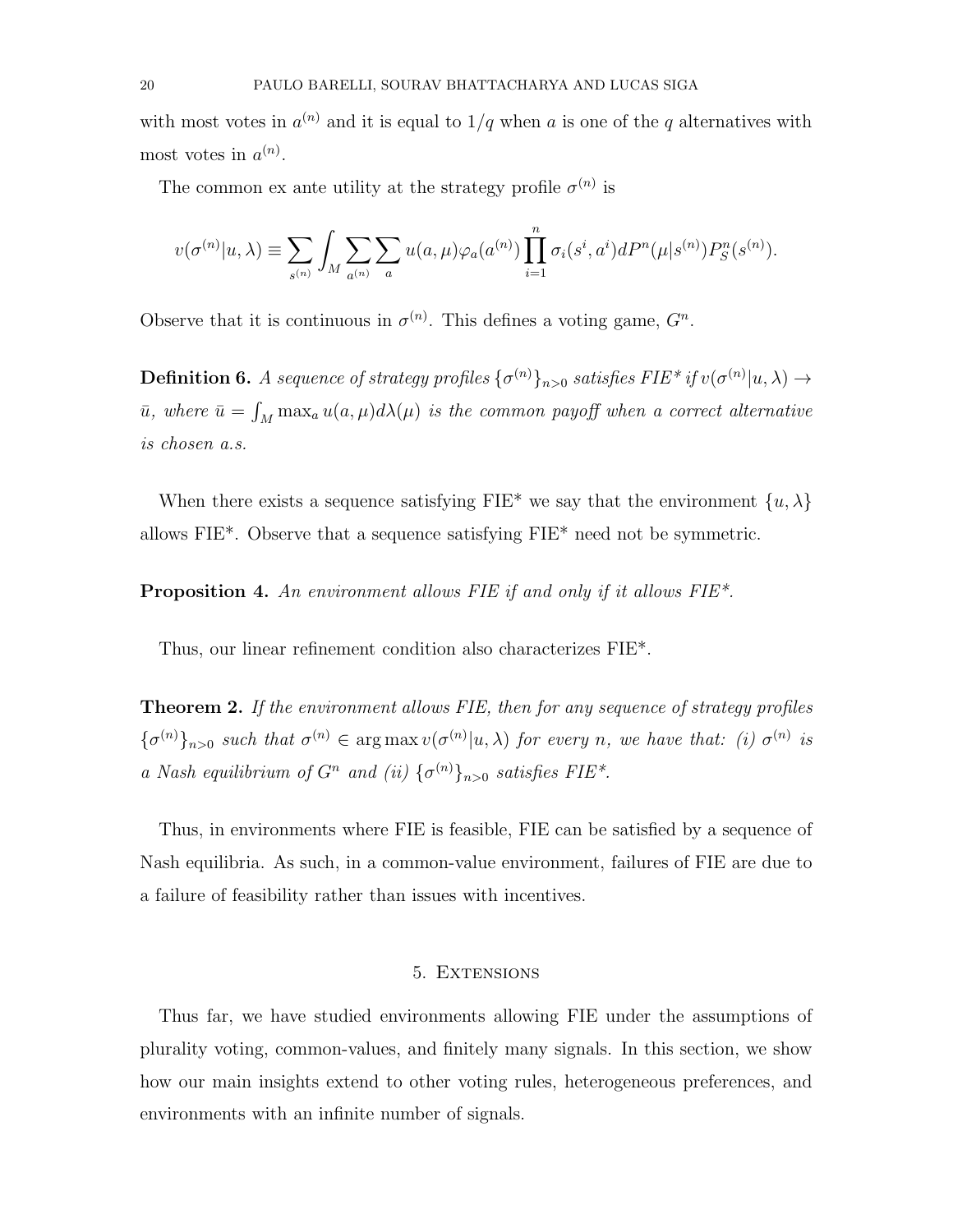with most votes in $a^{(n)}$ and it is equal to $1/q$ when $a$ is one of the $q$ alternatives with most votes in $a^{(n)}$.

The common ex ante utility at the strategy profile $\sigma^{(n)}$ is

$$v(\sigma^{(n)}|u, \lambda) \equiv \sum_{s^{(n)}} \int_M \sum_{a^{(n)}} \sum_a u(a, \mu) \varphi_a(a^{(n)}) \prod_{i=1}^{n} \sigma_i(s^i, a^i) dP^n(\mu|s^{(n)}) P_S^n(s^{(n)}).$$

Observe that it is continuous in $\sigma^{(n)}$. This defines a voting game, $G^n$.

**Definition 6.** *A sequence of strategy profiles $\{\sigma^{(n)}\}_{n>0}$ satisfies FIE\* if $v(\sigma^{(n)}|u, \lambda) \to \bar{u}$, where $\bar{u} = \int_M \max_a u(a, \mu) d\lambda(\mu)$ is the common payoff when a correct alternative is chosen a.s.*

When there exists a sequence satisfying FIE* we say that the environment $\{u, \lambda\}$ allows FIE*. Observe that a sequence satisfying FIE* need not be symmetric.

**Proposition 4.** *An environment allows FIE if and only if it allows FIE\*.*

Thus, our linear refinement condition also characterizes FIE*.

**Theorem 2.** *If the environment allows FIE, then for any sequence of strategy profiles $\{\sigma^{(n)}\}_{n>0}$ such that $\sigma^{(n)} \in \arg\max v(\sigma^{(n)}|u, \lambda)$ for every $n$, we have that: (i) $\sigma^{(n)}$ is a Nash equilibrium of $G^n$ and (ii) $\{\sigma^{(n)}\}_{n>0}$ satisfies FIE\*.*

Thus, in environments where FIE is feasible, FIE can be satisfied by a sequence of Nash equilibria. As such, in a common-value environment, failures of FIE are due to a failure of feasibility rather than issues with incentives.

## 5. Extensions

Thus far, we have studied environments allowing FIE under the assumptions of plurality voting, common-values, and finitely many signals. In this section, we show how our main insights extend to other voting rules, heterogeneous preferences, and environments with an infinite number of signals.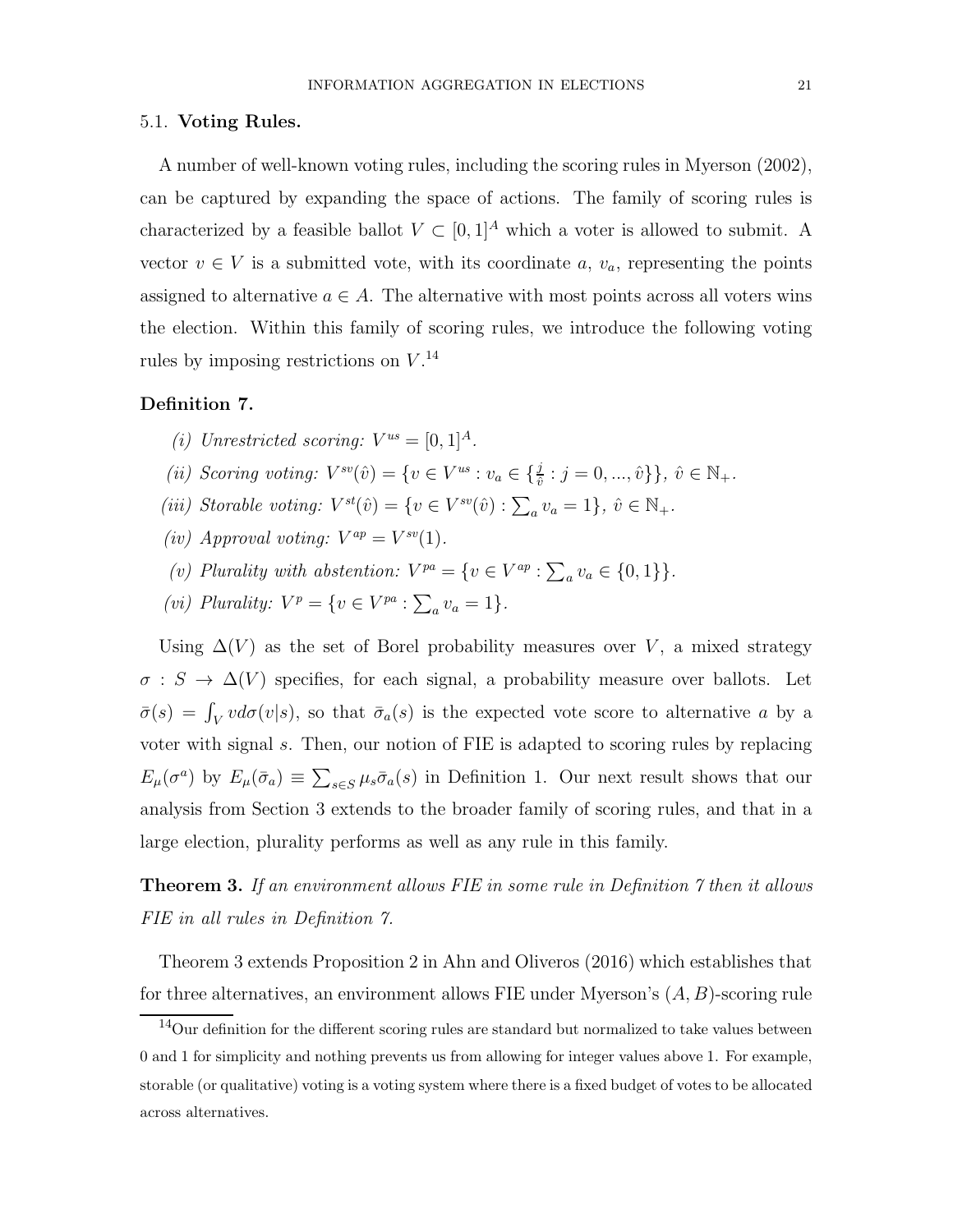### 5.1. **Voting Rules.**

A number of well-known voting rules, including the scoring rules in Myerson (2002), can be captured by expanding the space of actions. The family of scoring rules is characterized by a feasible ballot $V \subset [0,1]^A$ which a voter is allowed to submit. A vector $v \in V$ is a submitted vote, with its coordinate $a$, $v_a$, representing the points assigned to alternative $a \in A$. The alternative with most points across all voters wins the election. Within this family of scoring rules, we introduce the following voting rules by imposing restrictions on $V$.[14]

**Definition 7.**

(i) *Unrestricted scoring:* $V^{us} = [0,1]^A$.

(ii) *Scoring voting:* $V^{sv}(\hat{v}) = \{v \in V^{us} : v_a \in \{\frac{j}{\hat{v}} : j = 0, ..., \hat{v}\}\}$, $\hat{v} \in \mathbb{N}_+$.

(iii) *Storable voting:* $V^{st}(\hat{v}) = \{v \in V^{sv}(\hat{v}) : \sum_a v_a = 1\}$, $\hat{v} \in \mathbb{N}_+$.

(iv) *Approval voting:* $V^{ap} = V^{sv}(1)$.

(v) *Plurality with abstention:* $V^{pa} = \{v \in V^{ap} : \sum_a v_a \in \{0,1\}\}$.

(vi) *Plurality:* $V^{p} = \{v \in V^{pa} : \sum_a v_a = 1\}$.

Using $\Delta(V)$ as the set of Borel probability measures over $V$, a mixed strategy $\sigma : S \to \Delta(V)$ specifies, for each signal, a probability measure over ballots. Let $\bar{\sigma}(s) = \int_V v d\sigma(v|s)$, so that $\bar{\sigma}_a(s)$ is the expected vote score to alternative $a$ by a voter with signal $s$. Then, our notion of FIE is adapted to scoring rules by replacing $E_\mu(\sigma^a)$ by $E_\mu(\bar{\sigma}_a) \equiv \sum_{s\in S} \mu_s \bar{\sigma}_a(s)$ in Definition 1. Our next result shows that our analysis from Section 3 extends to the broader family of scoring rules, and that in a large election, plurality performs as well as any rule in this family.

**Theorem 3.** *If an environment allows FIE in some rule in Definition 7 then it allows FIE in all rules in Definition 7.*

Theorem 3 extends Proposition 2 in Ahn and Oliveros (2016) which establishes that for three alternatives, an environment allows FIE under Myerson's $(A, B)$-scoring rule

[14] Our definition for the different scoring rules are standard but normalized to take values between 0 and 1 for simplicity and nothing prevents us from allowing for integer values above 1. For example, storable (or qualitative) voting is a voting system where there is a fixed budget of votes to be allocated across alternatives.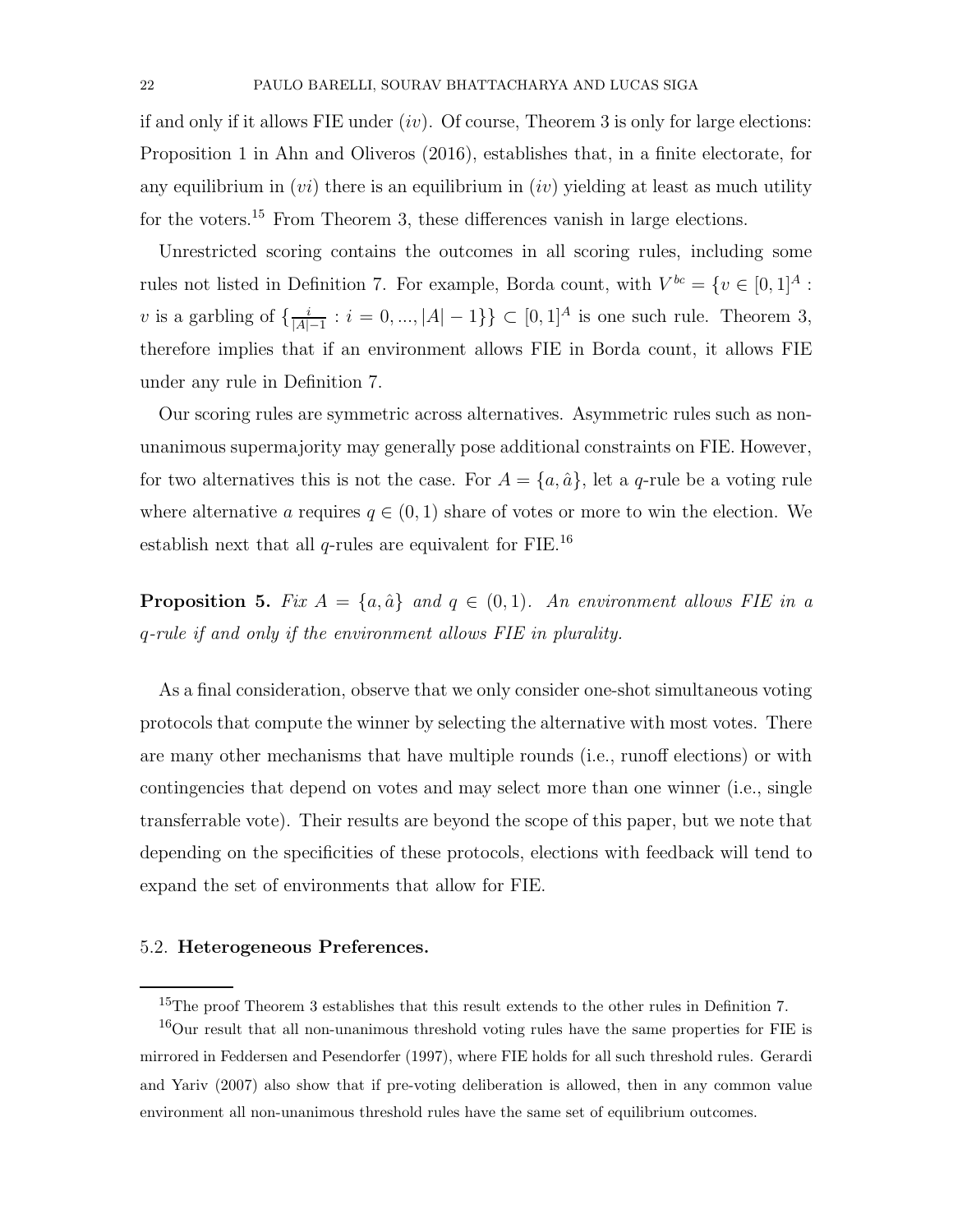if and only if it allows FIE under $(iv)$. Of course, Theorem 3 is only for large elections: Proposition 1 in Ahn and Oliveros (2016), establishes that, in a finite electorate, for any equilibrium in $(vi)$ there is an equilibrium in $(iv)$ yielding at least as much utility for the voters.[15] From Theorem 3, these differences vanish in large elections.

Unrestricted scoring contains the outcomes in all scoring rules, including some rules not listed in Definition 7. For example, Borda count, with $V^{bc} = \{v \in [0,1]^A : v \text{ is a garbling of } \{\frac{i}{|A|-1} : i = 0, ..., |A|-1\}\} \subset [0,1]^A$ is one such rule. Theorem 3, therefore implies that if an environment allows FIE in Borda count, it allows FIE under any rule in Definition 7.

Our scoring rules are symmetric across alternatives. Asymmetric rules such as non-unanimous supermajority may generally pose additional constraints on FIE. However, for two alternatives this is not the case. For $A = \{a, \hat{a}\}$, let a $q$-rule be a voting rule where alternative $a$ requires $q \in (0, 1)$ share of votes or more to win the election. We establish next that all $q$-rules are equivalent for FIE.[16]

**Proposition 5.** *Fix $A = \{a, \hat{a}\}$ and $q \in (0, 1)$. An environment allows FIE in a $q$-rule if and only if the environment allows FIE in plurality.*

As a final consideration, observe that we only consider one-shot simultaneous voting protocols that compute the winner by selecting the alternative with most votes. There are many other mechanisms that have multiple rounds (i.e., runoff elections) or with contingencies that depend on votes and may select more than one winner (i.e., single transferrable vote). Their results are beyond the scope of this paper, but we note that depending on the specificities of these protocols, elections with feedback will tend to expand the set of environments that allow for FIE.

### 5.2. **Heterogeneous Preferences.**

[15] The proof Theorem 3 establishes that this result extends to the other rules in Definition 7.

[16] Our result that all non-unanimous threshold voting rules have the same properties for FIE is mirrored in Feddersen and Pesendorfer (1997), where FIE holds for all such threshold rules. Gerardi and Yariv (2007) also show that if pre-voting deliberation is allowed, then in any common value environment all non-unanimous threshold rules have the same set of equilibrium outcomes.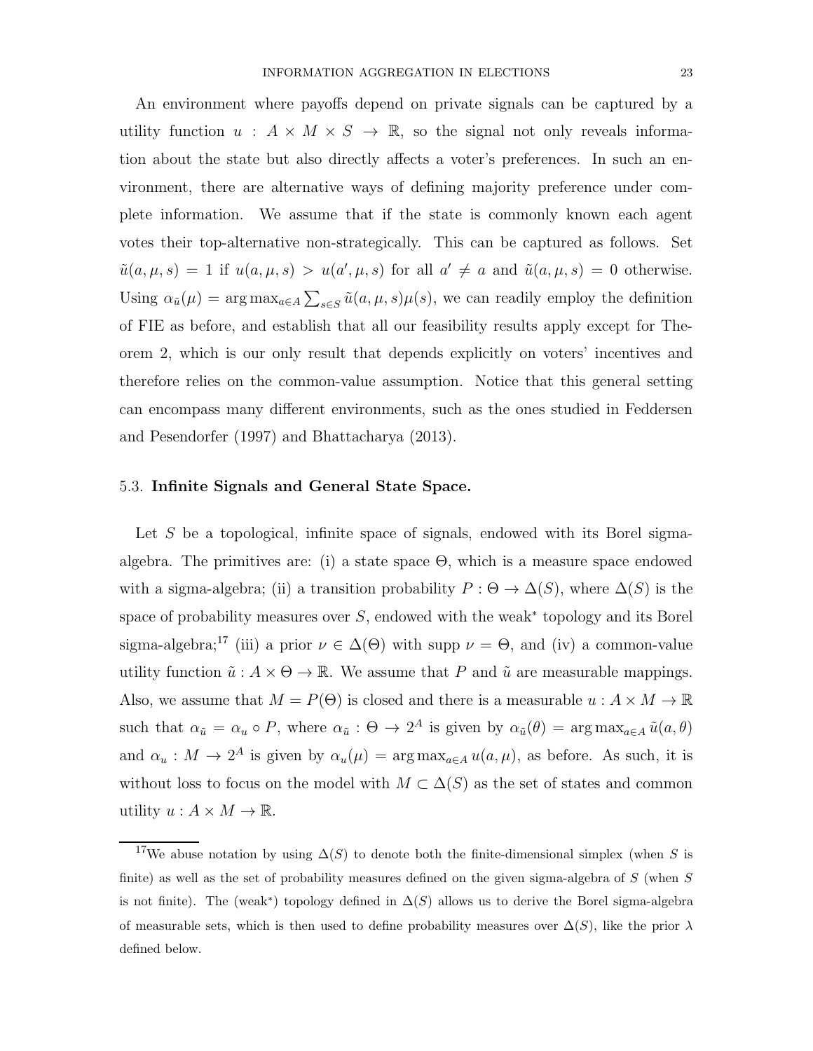An environment where payoffs depend on private signals can be captured by a utility function $u : A \times M \times S \to \mathbb{R}$, so the signal not only reveals information about the state but also directly affects a voter's preferences. In such an environment, there are alternative ways of defining majority preference under complete information. We assume that if the state is commonly known each agent votes their top-alternative non-strategically. This can be captured as follows. Set $\tilde{u}(a, \mu, s) = 1$ if $u(a, \mu, s) > u(a', \mu, s)$ for all $a' \neq a$ and $\tilde{u}(a, \mu, s) = 0$ otherwise. Using $\alpha_{\tilde{u}}(\mu) = \arg\max_{a \in A} \sum_{s \in S} \tilde{u}(a, \mu, s)\mu(s)$, we can readily employ the definition of FIE as before, and establish that all our feasibility results apply except for Theorem 2, which is our only result that depends explicitly on voters' incentives and therefore relies on the common-value assumption. Notice that this general setting can encompass many different environments, such as the ones studied in Feddersen and Pesendorfer (1997) and Bhattacharya (2013).

### 5.3. **Infinite Signals and General State Space.**

Let $S$ be a topological, infinite space of signals, endowed with its Borel sigma-algebra. The primitives are: (i) a state space $\Theta$, which is a measure space endowed with a sigma-algebra; (ii) a transition probability $P : \Theta \to \Delta(S)$, where $\Delta(S)$ is the space of probability measures over $S$, endowed with the weak$^*$ topology and its Borel sigma-algebra;[17] (iii) a prior $\nu \in \Delta(\Theta)$ with supp $\nu = \Theta$, and (iv) a common-value utility function $\tilde{u} : A \times \Theta \to \mathbb{R}$. We assume that $P$ and $\tilde{u}$ are measurable mappings. Also, we assume that $M = P(\Theta)$ is closed and there is a measurable $u : A \times M \to \mathbb{R}$ such that $\alpha_{\tilde{u}} = \alpha_u \circ P$, where $\alpha_{\tilde{u}} : \Theta \to 2^A$ is given by $\alpha_{\tilde{u}}(\theta) = \arg\max_{a \in A} \tilde{u}(a, \theta)$ and $\alpha_u : M \to 2^A$ is given by $\alpha_u(\mu) = \arg\max_{a \in A} u(a, \mu)$, as before. As such, it is without loss to focus on the model with $M \subset \Delta(S)$ as the set of states and common utility $u : A \times M \to \mathbb{R}$.

[17] We abuse notation by using $\Delta(S)$ to denote both the finite-dimensional simplex (when $S$ is finite) as well as the set of probability measures defined on the given sigma-algebra of $S$ (when $S$ is not finite). The (weak$^*$) topology defined in $\Delta(S)$ allows us to derive the Borel sigma-algebra of measurable sets, which is then used to define probability measures over $\Delta(S)$, like the prior $\lambda$ defined below.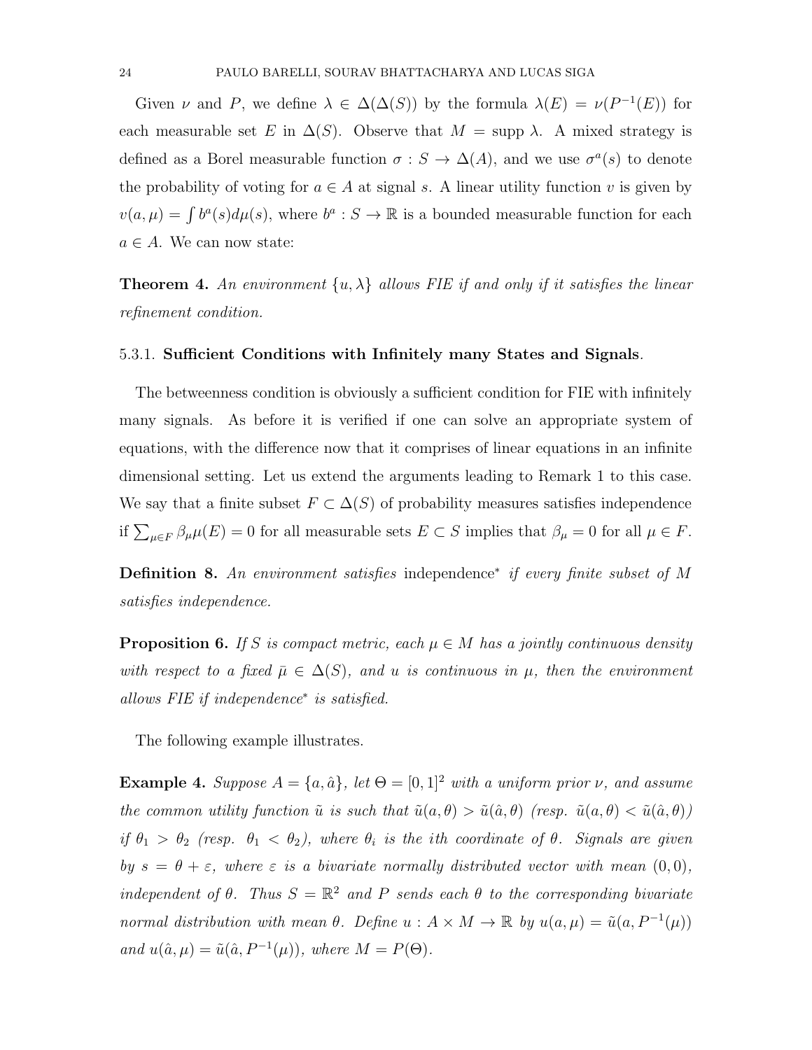Given $\nu$ and $P$, we define $\lambda \in \Delta(\Delta(S))$ by the formula $\lambda(E) = \nu(P^{-1}(E))$ for each measurable set $E$ in $\Delta(S)$. Observe that $M = \text{supp}\,\lambda$. A mixed strategy is defined as a Borel measurable function $\sigma : S \to \Delta(A)$, and we use $\sigma^a(s)$ to denote the probability of voting for $a \in A$ at signal $s$. A linear utility function $v$ is given by $v(a, \mu) = \int b^a(s) d\mu(s)$, where $b^a : S \to \mathbb{R}$ is a bounded measurable function for each $a \in A$. We can now state:

**Theorem 4.** *An environment $\{u, \lambda\}$ allows FIE if and only if it satisfies the linear refinement condition.*

5.3.1. **Sufficient Conditions with Infinitely many States and Signals**.

The betweenness condition is obviously a sufficient condition for FIE with infinitely many signals. As before it is verified if one can solve an appropriate system of equations, with the difference now that it comprises of linear equations in an infinite dimensional setting. Let us extend the arguments leading to Remark 1 to this case. We say that a finite subset $F \subset \Delta(S)$ of probability measures satisfies independence if $\sum_{\mu \in F} \beta_\mu \mu(E) = 0$ for all measurable sets $E \subset S$ implies that $\beta_\mu = 0$ for all $\mu \in F$.

**Definition 8.** *An environment satisfies* independence$^*$ *if every finite subset of $M$ satisfies independence.*

**Proposition 6.** *If $S$ is compact metric, each $\mu \in M$ has a jointly continuous density with respect to a fixed $\bar{\mu} \in \Delta(S)$, and $u$ is continuous in $\mu$, then the environment allows FIE if independence$^*$ is satisfied.*

The following example illustrates.

**Example 4.** *Suppose $A = \{a, \hat{a}\}$, let $\Theta = [0, 1]^2$ with a uniform prior $\nu$, and assume the common utility function $\tilde{u}$ is such that $\tilde{u}(a, \theta) > \tilde{u}(\hat{a}, \theta)$ (resp. $\tilde{u}(a, \theta) < \tilde{u}(\hat{a}, \theta)$) if $\theta_1 > \theta_2$ (resp. $\theta_1 < \theta_2$), where $\theta_i$ is the ith coordinate of $\theta$. Signals are given by $s = \theta + \varepsilon$, where $\varepsilon$ is a bivariate normally distributed vector with mean $(0, 0)$, independent of $\theta$. Thus $S = \mathbb{R}^2$ and $P$ sends each $\theta$ to the corresponding bivariate normal distribution with mean $\theta$. Define $u : A \times M \to \mathbb{R}$ by $u(a, \mu) = \tilde{u}(a, P^{-1}(\mu))$ and $u(\hat{a}, \mu) = \tilde{u}(\hat{a}, P^{-1}(\mu))$, where $M = P(\Theta)$.*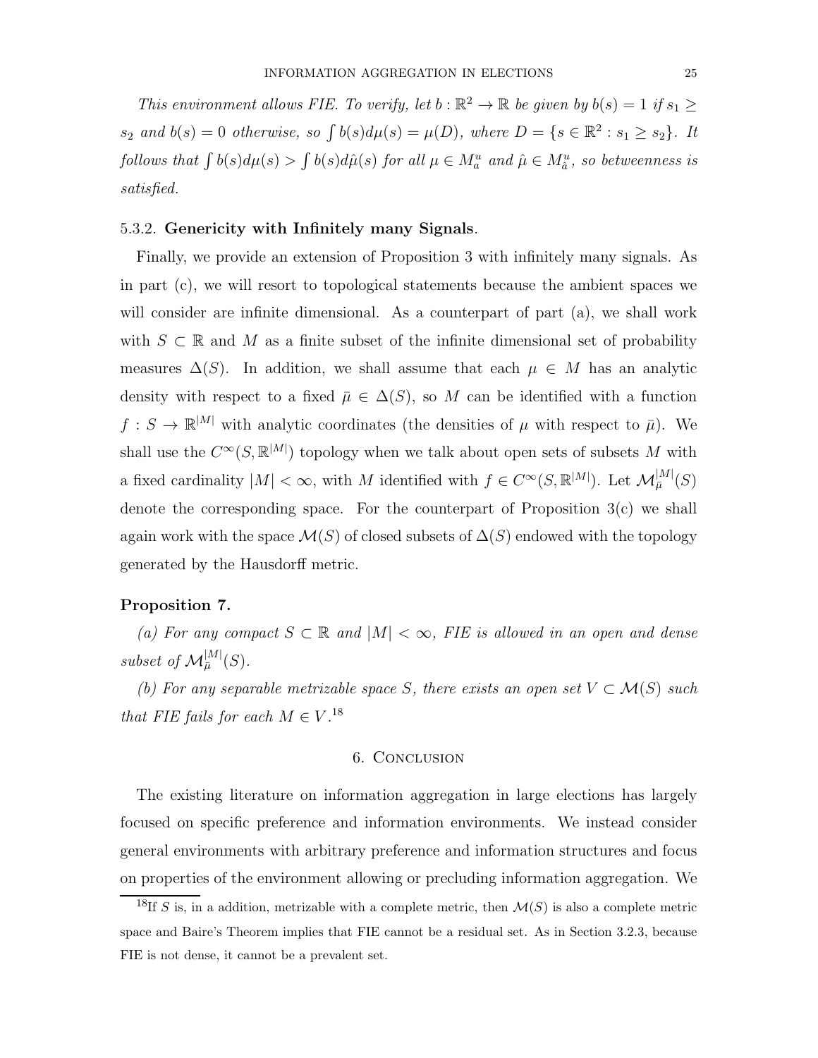*This environment allows FIE. To verify, let $b : \mathbb{R}^2 \to \mathbb{R}$ be given by $b(s) = 1$ if $s_1 \geq s_2$ and $b(s) = 0$ otherwise, so $\int b(s) d\mu(s) = \mu(D)$, where $D = \{s \in \mathbb{R}^2 : s_1 \geq s_2\}$. It follows that $\int b(s) d\mu(s) > \int b(s) d\hat{\mu}(s)$ for all $\mu \in M_a^u$ and $\hat{\mu} \in M_{\hat{a}}^u$, so betweenness is satisfied.*

### 5.3.2. **Genericity with Infinitely many Signals**.

Finally, we provide an extension of Proposition 3 with infinitely many signals. As in part (c), we will resort to topological statements because the ambient spaces we will consider are infinite dimensional. As a counterpart of part (a), we shall work with $S \subset \mathbb{R}$ and $M$ as a finite subset of the infinite dimensional set of probability measures $\Delta(S)$. In addition, we shall assume that each $\mu \in M$ has an analytic density with respect to a fixed $\bar{\mu} \in \Delta(S)$, so $M$ can be identified with a function $f : S \to \mathbb{R}^{|M|}$ with analytic coordinates (the densities of $\mu$ with respect to $\bar{\mu}$). We shall use the $C^\infty(S, \mathbb{R}^{|M|})$ topology when we talk about open sets of subsets $M$ with a fixed cardinality $|M| < \infty$, with $M$ identified with $f \in C^\infty(S, \mathbb{R}^{|M|})$. Let $\mathcal{M}_{\bar{\mu}}^{|M|}(S)$ denote the corresponding space. For the counterpart of Proposition 3(c) we shall again work with the space $\mathcal{M}(S)$ of closed subsets of $\Delta(S)$ endowed with the topology generated by the Hausdorff metric.

**Proposition 7.**

*(a) For any compact $S \subset \mathbb{R}$ and $|M| < \infty$, FIE is allowed in an open and dense subset of $\mathcal{M}_{\bar{\mu}}^{|M|}(S)$.*

*(b) For any separable metrizable space $S$, there exists an open set $V \subset \mathcal{M}(S)$ such that FIE fails for each $M \in V$.*[18]

## 6. Conclusion

The existing literature on information aggregation in large elections has largely focused on specific preference and information environments. We instead consider general environments with arbitrary preference and information structures and focus on properties of the environment allowing or precluding information aggregation. We

[18] If $S$ is, in a addition, metrizable with a complete metric, then $\mathcal{M}(S)$ is also a complete metric space and Baire's Theorem implies that FIE cannot be a residual set. As in Section 3.2.3, because FIE is not dense, it cannot be a prevalent set.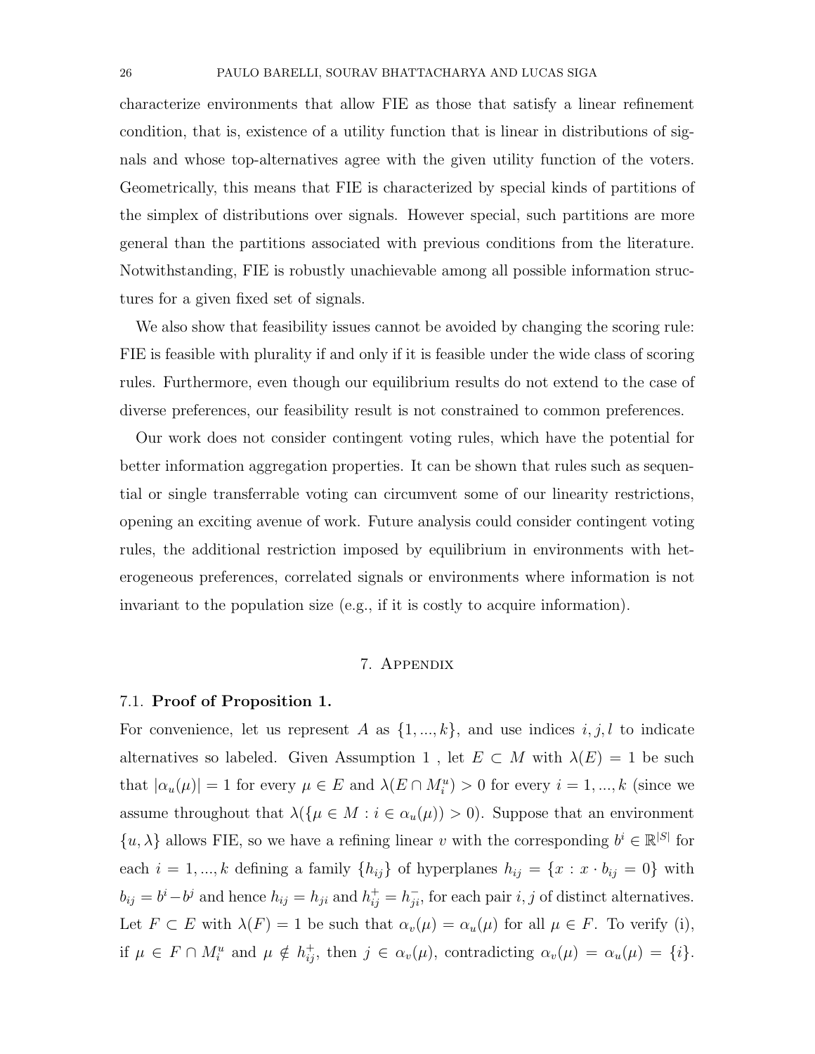characterize environments that allow FIE as those that satisfy a linear refinement condition, that is, existence of a utility function that is linear in distributions of signals and whose top-alternatives agree with the given utility function of the voters. Geometrically, this means that FIE is characterized by special kinds of partitions of the simplex of distributions over signals. However special, such partitions are more general than the partitions associated with previous conditions from the literature. Notwithstanding, FIE is robustly unachievable among all possible information structures for a given fixed set of signals.

We also show that feasibility issues cannot be avoided by changing the scoring rule: FIE is feasible with plurality if and only if it is feasible under the wide class of scoring rules. Furthermore, even though our equilibrium results do not extend to the case of diverse preferences, our feasibility result is not constrained to common preferences.

Our work does not consider contingent voting rules, which have the potential for better information aggregation properties. It can be shown that rules such as sequential or single transferrable voting can circumvent some of our linearity restrictions, opening an exciting avenue of work. Future analysis could consider contingent voting rules, the additional restriction imposed by equilibrium in environments with heterogeneous preferences, correlated signals or environments where information is not invariant to the population size (e.g., if it is costly to acquire information).

## 7. Appendix

### 7.1. Proof of Proposition 1.

For convenience, let us represent $A$ as $\{1, ..., k\}$, and use indices $i, j, l$ to indicate alternatives so labeled. Given Assumption 1 , let $E \subset M$ with $\lambda(E) = 1$ be such that $|\alpha_u(\mu)| = 1$ for every $\mu \in E$ and $\lambda(E \cap M_i^u) > 0$ for every $i = 1, ..., k$ (since we assume throughout that $\lambda(\{\mu \in M : i \in \alpha_u(\mu)) > 0$). Suppose that an environment $\{u, \lambda\}$ allows FIE, so we have a refining linear $v$ with the corresponding $b^i \in \mathbb{R}^{|S|}$ for each $i = 1, ..., k$ defining a family $\{h_{ij}\}$ of hyperplanes $h_{ij} = \{x : x \cdot b_{ij} = 0\}$ with $b_{ij} = b^i - b^j$ and hence $h_{ij} = h_{ji}$ and $h_{ij}^+ = h_{ji}^-$, for each pair $i, j$ of distinct alternatives. Let $F \subset E$ with $\lambda(F) = 1$ be such that $\alpha_v(\mu) = \alpha_u(\mu)$ for all $\mu \in F$. To verify (i), if $\mu \in F \cap M_i^u$ and $\mu \notin h_{ij}^+$, then $j \in \alpha_v(\mu)$, contradicting $\alpha_v(\mu) = \alpha_u(\mu) = \{i\}$.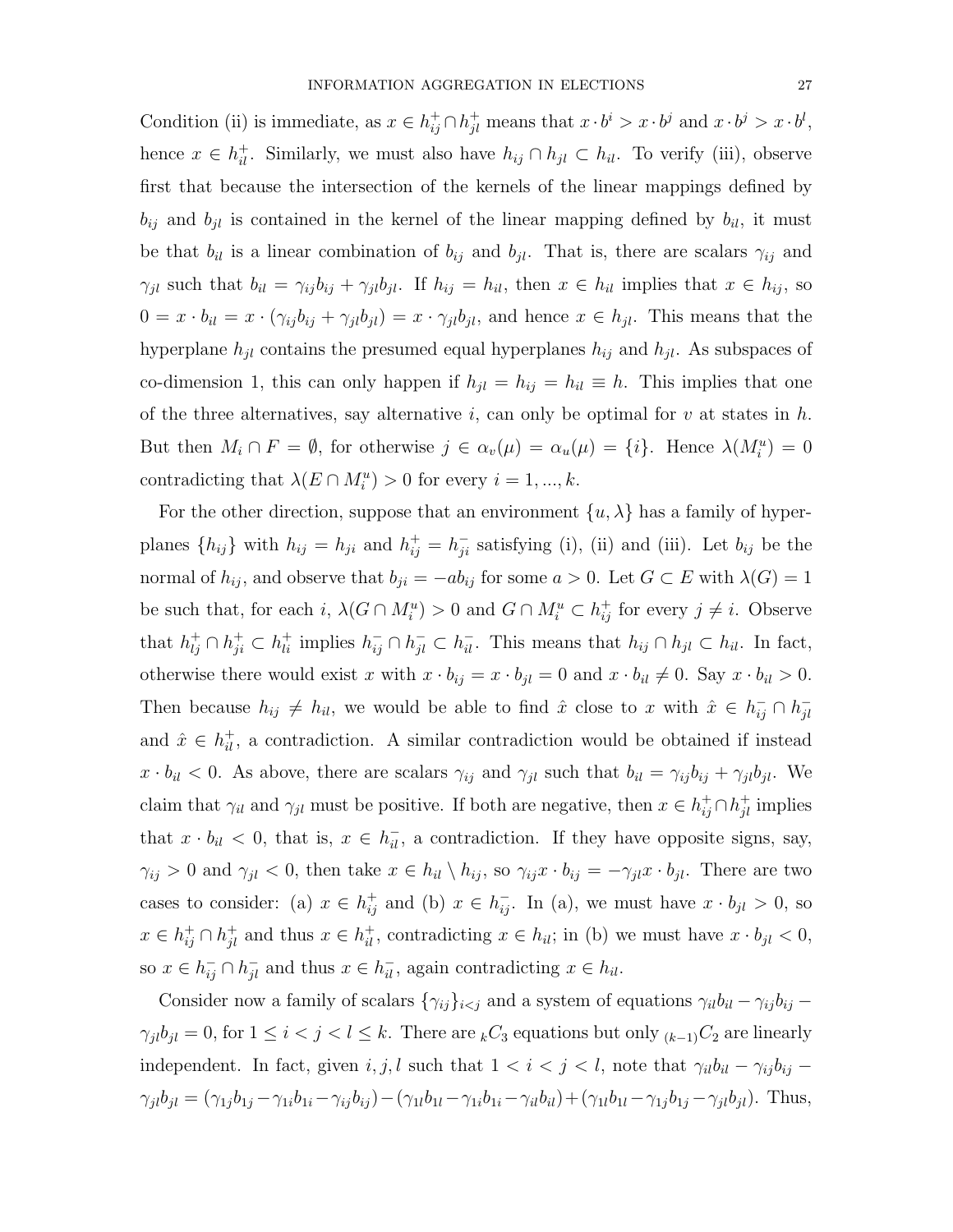Condition (ii) is immediate, as $x \in h^+_{ij} \cap h^+_{jl}$ means that $x \cdot b^i > x \cdot b^j$ and $x \cdot b^j > x \cdot b^l$, hence $x \in h^+_{il}$. Similarly, we must also have $h_{ij} \cap h_{jl} \subset h_{il}$. To verify (iii), observe first that because the intersection of the kernels of the linear mappings defined by $b_{ij}$ and $b_{jl}$ is contained in the kernel of the linear mapping defined by $b_{il}$, it must be that $b_{il}$ is a linear combination of $b_{ij}$ and $b_{jl}$. That is, there are scalars $\gamma_{ij}$ and $\gamma_{jl}$ such that $b_{il} = \gamma_{ij} b_{ij} + \gamma_{jl} b_{jl}$. If $h_{ij} = h_{il}$, then $x \in h_{il}$ implies that $x \in h_{ij}$, so $0 = x \cdot b_{il} = x \cdot (\gamma_{ij} b_{ij} + \gamma_{jl} b_{jl}) = x \cdot \gamma_{jl} b_{jl}$, and hence $x \in h_{jl}$. This means that the hyperplane $h_{jl}$ contains the presumed equal hyperplanes $h_{ij}$ and $h_{jl}$. As subspaces of co-dimension 1, this can only happen if $h_{jl} = h_{ij} = h_{il} \equiv h$. This implies that one of the three alternatives, say alternative $i$, can only be optimal for $v$ at states in $h$. But then $M_i \cap F = \emptyset$, for otherwise $j \in \alpha_v(\mu) = \alpha_u(\mu) = \{i\}$. Hence $\lambda(M^u_i) = 0$ contradicting that $\lambda(E \cap M^u_i) > 0$ for every $i = 1, ..., k$.

For the other direction, suppose that an environment $\{u, \lambda\}$ has a family of hyperplanes $\{h_{ij}\}$ with $h_{ij} = h_{ji}$ and $h^+_{ij} = h^-_{ji}$ satisfying (i), (ii) and (iii). Let $b_{ij}$ be the normal of $h_{ij}$, and observe that $b_{ji} = -a b_{ij}$ for some $a > 0$. Let $G \subset E$ with $\lambda(G) = 1$ be such that, for each $i$, $\lambda(G \cap M^u_i) > 0$ and $G \cap M^u_i \subset h^+_{ij}$ for every $j \neq i$. Observe that $h^+_{lj} \cap h^+_{ji} \subset h^+_{li}$ implies $h^-_{ij} \cap h^-_{jl} \subset h^-_{il}$. This means that $h_{ij} \cap h_{jl} \subset h_{il}$. In fact, otherwise there would exist $x$ with $x \cdot b_{ij} = x \cdot b_{jl} = 0$ and $x \cdot b_{il} \neq 0$. Say $x \cdot b_{il} > 0$. Then because $h_{ij} \neq h_{il}$, we would be able to find $\hat{x}$ close to $x$ with $\hat{x} \in h^-_{ij} \cap h^-_{jl}$ and $\hat{x} \in h^+_{il}$, a contradiction. A similar contradiction would be obtained if instead $x \cdot b_{il} < 0$. As above, there are scalars $\gamma_{ij}$ and $\gamma_{jl}$ such that $b_{il} = \gamma_{ij} b_{ij} + \gamma_{jl} b_{jl}$. We claim that $\gamma_{il}$ and $\gamma_{jl}$ must be positive. If both are negative, then $x \in h^+_{ij} \cap h^+_{jl}$ implies that $x \cdot b_{il} < 0$, that is, $x \in h^-_{il}$, a contradiction. If they have opposite signs, say, $\gamma_{ij} > 0$ and $\gamma_{jl} < 0$, then take $x \in h_{il} \setminus h_{ij}$, so $\gamma_{ij} x \cdot b_{ij} = -\gamma_{jl} x \cdot b_{jl}$. There are two cases to consider: (a) $x \in h^+_{ij}$ and (b) $x \in h^-_{ij}$. In (a), we must have $x \cdot b_{jl} > 0$, so $x \in h^+_{ij} \cap h^+_{jl}$ and thus $x \in h^+_{il}$, contradicting $x \in h_{il}$; in (b) we must have $x \cdot b_{jl} < 0$, so $x \in h^-_{ij} \cap h^-_{jl}$ and thus $x \in h^-_{il}$, again contradicting $x \in h_{il}$.

Consider now a family of scalars $\{\gamma_{ij}\}_{i<j}$ and a system of equations $\gamma_{il} b_{il} - \gamma_{ij} b_{ij} - \gamma_{jl} b_{jl} = 0$, for $1 \leq i < j < l \leq k$. There are ${}_kC_3$ equations but only ${}_{(k-1)}C_2$ are linearly independent. In fact, given $i, j, l$ such that $1 < i < j < l$, note that $\gamma_{il} b_{il} - \gamma_{ij} b_{ij} - \gamma_{jl} b_{jl} = (\gamma_{1j} b_{1j} - \gamma_{1i} b_{1i} - \gamma_{ij} b_{ij}) - (\gamma_{1l} b_{1l} - \gamma_{1i} b_{1i} - \gamma_{il} b_{il}) + (\gamma_{1l} b_{1l} - \gamma_{1j} b_{1j} - \gamma_{jl} b_{jl})$. Thus,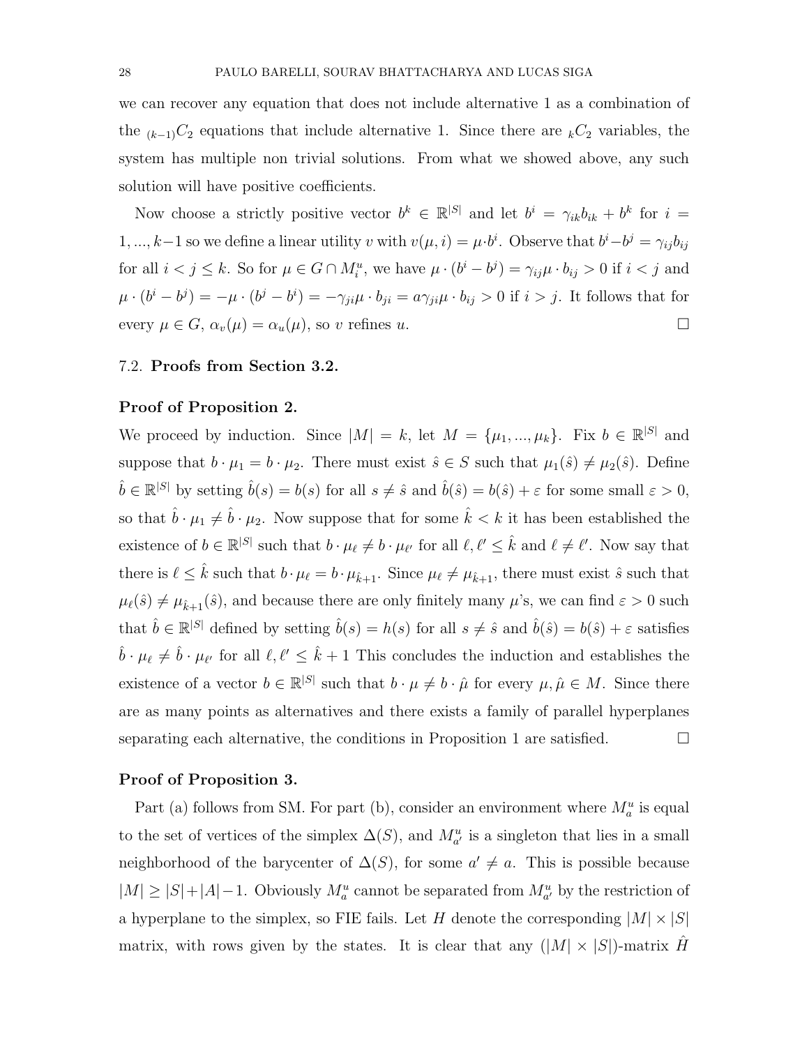we can recover any equation that does not include alternative 1 as a combination of the ${}_{(k-1)}C_2$ equations that include alternative 1. Since there are ${}_kC_2$ variables, the system has multiple non trivial solutions. From what we showed above, any such solution will have positive coefficients.

Now choose a strictly positive vector $b^k \in \mathbb{R}^{|S|}$ and let $b^i = \gamma_{ik} b_{ik} + b^k$ for $i = 1, ..., k-1$ so we define a linear utility $v$ with $v(\mu, i) = \mu \cdot b^i$. Observe that $b^i - b^j = \gamma_{ij} b_{ij}$ for all $i < j \leq k$. So for $\mu \in G \cap M_i^u$, we have $\mu \cdot (b^i - b^j) = \gamma_{ij} \mu \cdot b_{ij} > 0$ if $i < j$ and $\mu \cdot (b^i - b^j) = -\mu \cdot (b^j - b^i) = -\gamma_{ji} \mu \cdot b_{ji} = a\gamma_{ji} \mu \cdot b_{ij} > 0$ if $i > j$. It follows that for every $\mu \in G$, $\alpha_v(\mu) = \alpha_u(\mu)$, so $v$ refines $u$. $\square$

### 7.2. **Proofs from Section 3.2.**

**Proof of Proposition 2.**

We proceed by induction. Since $|M| = k$, let $M = \{\mu_1, ..., \mu_k\}$. Fix $b \in \mathbb{R}^{|S|}$ and suppose that $b \cdot \mu_1 = b \cdot \mu_2$. There must exist $\hat{s} \in S$ such that $\mu_1(\hat{s}) \neq \mu_2(\hat{s})$. Define $\hat{b} \in \mathbb{R}^{|S|}$ by setting $\hat{b}(s) = b(s)$ for all $s \neq \hat{s}$ and $\hat{b}(\hat{s}) = b(\hat{s}) + \varepsilon$ for some small $\varepsilon > 0$, so that $\hat{b} \cdot \mu_1 \neq \hat{b} \cdot \mu_2$. Now suppose that for some $\hat{k} < k$ it has been established the existence of $b \in \mathbb{R}^{|S|}$ such that $b \cdot \mu_\ell \neq b \cdot \mu_{\ell'}$ for all $\ell, \ell' \leq \hat{k}$ and $\ell \neq \ell'$. Now say that there is $\ell \leq \hat{k}$ such that $b \cdot \mu_\ell = b \cdot \mu_{\hat{k}+1}$. Since $\mu_\ell \neq \mu_{\hat{k}+1}$, there must exist $\hat{s}$ such that $\mu_\ell(\hat{s}) \neq \mu_{\hat{k}+1}(\hat{s})$, and because there are only finitely many $\mu$'s, we can find $\varepsilon > 0$ such that $\hat{b} \in \mathbb{R}^{|S|}$ defined by setting $\hat{b}(s) = h(s)$ for all $s \neq \hat{s}$ and $\hat{b}(\hat{s}) = b(\hat{s}) + \varepsilon$ satisfies $\hat{b} \cdot \mu_\ell \neq \hat{b} \cdot \mu_{\ell'}$ for all $\ell, \ell' \leq \hat{k} + 1$ This concludes the induction and establishes the existence of a vector $b \in \mathbb{R}^{|S|}$ such that $b \cdot \mu \neq b \cdot \hat{\mu}$ for every $\mu, \hat{\mu} \in M$. Since there are as many points as alternatives and there exists a family of parallel hyperplanes separating each alternative, the conditions in Proposition 1 are satisfied. $\square$

**Proof of Proposition 3.**

Part (a) follows from SM. For part (b), consider an environment where $M_a^u$ is equal to the set of vertices of the simplex $\Delta(S)$, and $M_{a'}^u$ is a singleton that lies in a small neighborhood of the barycenter of $\Delta(S)$, for some $a' \neq a$. This is possible because $|M| \geq |S| + |A| - 1$. Obviously $M_a^u$ cannot be separated from $M_{a'}^u$ by the restriction of a hyperplane to the simplex, so FIE fails. Let $H$ denote the corresponding $|M| \times |S|$ matrix, with rows given by the states. It is clear that any $(|M| \times |S|)$-matrix $\hat{H}$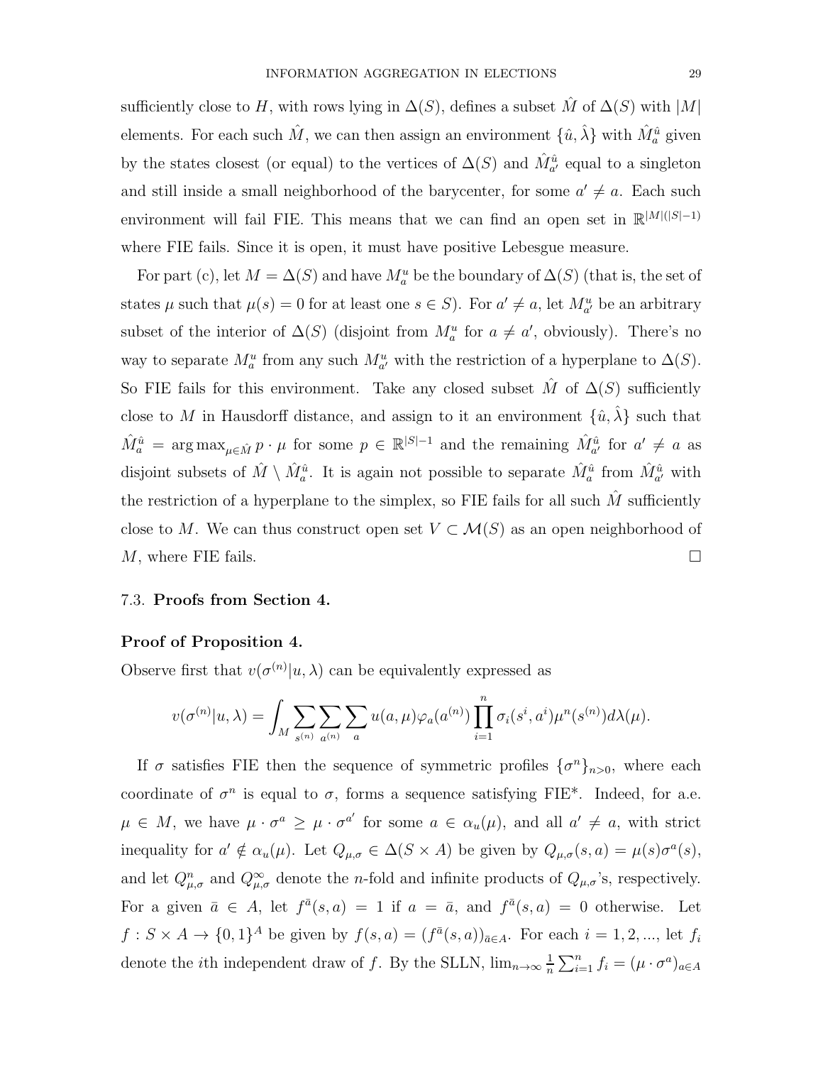sufficiently close to $H$, with rows lying in $\Delta(S)$, defines a subset $\hat{M}$ of $\Delta(S)$ with $|M|$ elements. For each such $\hat{M}$, we can then assign an environment $\{\hat{u}, \hat{\lambda}\}$ with $\hat{M}_a^{\hat{u}}$ given by the states closest (or equal) to the vertices of $\Delta(S)$ and $\hat{M}_{a'}^{\hat{u}}$ equal to a singleton and still inside a small neighborhood of the barycenter, for some $a' \neq a$. Each such environment will fail FIE. This means that we can find an open set in $\mathbb{R}^{|M|(|S|-1)}$ where FIE fails. Since it is open, it must have positive Lebesgue measure.

For part (c), let $M = \Delta(S)$ and have $M_a^u$ be the boundary of $\Delta(S)$ (that is, the set of states $\mu$ such that $\mu(s) = 0$ for at least one $s \in S$). For $a' \neq a$, let $M_{a'}^u$ be an arbitrary subset of the interior of $\Delta(S)$ (disjoint from $M_a^u$ for $a \neq a'$, obviously). There's no way to separate $M_a^u$ from any such $M_{a'}^u$ with the restriction of a hyperplane to $\Delta(S)$. So FIE fails for this environment. Take any closed subset $\hat{M}$ of $\Delta(S)$ sufficiently close to $M$ in Hausdorff distance, and assign to it an environment $\{\hat{u}, \hat{\lambda}\}$ such that $\hat{M}_a^{\hat{u}} = \arg\max_{\mu \in \hat{M}} p \cdot \mu$ for some $p \in \mathbb{R}^{|S|-1}$ and the remaining $\hat{M}_{a'}^{\hat{u}}$ for $a' \neq a$ as disjoint subsets of $\hat{M} \setminus \hat{M}_a^{\hat{u}}$. It is again not possible to separate $\hat{M}_a^{\hat{u}}$ from $\hat{M}_{a'}^{\hat{u}}$ with the restriction of a hyperplane to the simplex, so FIE fails for all such $\hat{M}$ sufficiently close to $M$. We can thus construct open set $V \subset \mathcal{M}(S)$ as an open neighborhood of $M$, where FIE fails. $\square$

### 7.3. **Proofs from Section 4.**

**Proof of Proposition 4.**

Observe first that $v(\sigma^{(n)}|u, \lambda)$ can be equivalently expressed as

$$v(\sigma^{(n)}|u, \lambda) = \int_M \sum_{s^{(n)}} \sum_{a^{(n)}} \sum_a u(a, \mu) \varphi_a(a^{(n)}) \prod_{i=1}^n \sigma_i(s^i, a^i) \mu^n(s^{(n)}) d\lambda(\mu).$$

If $\sigma$ satisfies FIE then the sequence of symmetric profiles $\{\sigma^n\}_{n>0}$, where each coordinate of $\sigma^n$ is equal to $\sigma$, forms a sequence satisfying FIE\*. Indeed, for a.e. $\mu \in M$, we have $\mu \cdot \sigma^a \geq \mu \cdot \sigma^{a'}$ for some $a \in \alpha_u(\mu)$, and all $a' \neq a$, with strict inequality for $a' \notin \alpha_u(\mu)$. Let $Q_{\mu,\sigma} \in \Delta(S \times A)$ be given by $Q_{\mu,\sigma}(s, a) = \mu(s)\sigma^a(s)$, and let $Q_{\mu,\sigma}^n$ and $Q_{\mu,\sigma}^\infty$ denote the $n$-fold and infinite products of $Q_{\mu,\sigma}$'s, respectively. For a given $\bar{a} \in A$, let $f^{\bar{a}}(s, a) = 1$ if $a = \bar{a}$, and $f^{\bar{a}}(s, a) = 0$ otherwise. Let $f : S \times A \to \{0, 1\}^A$ be given by $f(s, a) = (f^{\bar{a}}(s, a))_{\bar{a} \in A}$. For each $i = 1, 2, ...,$ let $f_i$ denote the $i$th independent draw of $f$. By the SLLN, $\lim_{n\to\infty} \frac{1}{n} \sum_{i=1}^n f_i = (\mu \cdot \sigma^a)_{a \in A}$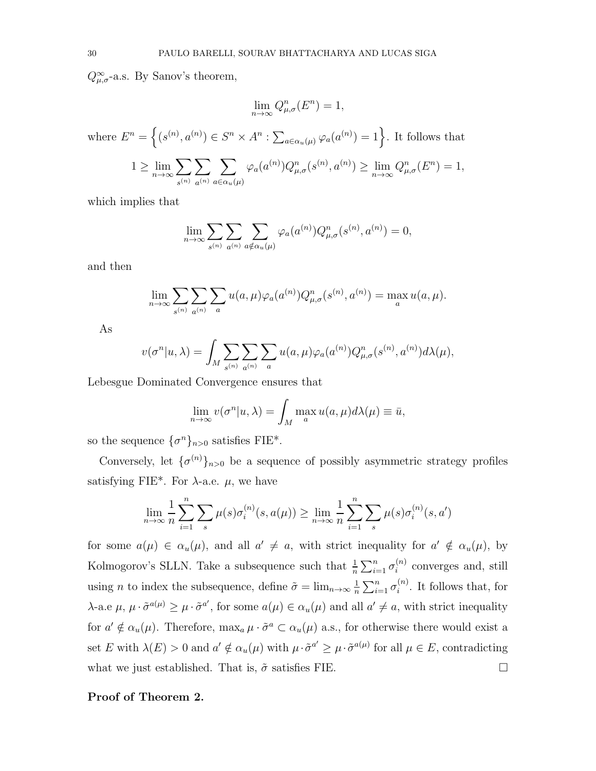$Q^{\infty}_{\mu,\sigma}$-a.s. By Sanov's theorem,

$$\lim_{n\to\infty} Q^n_{\mu,\sigma}(E^n) = 1,$$

where $E^n = \left\{(s^{(n)}, a^{(n)}) \in S^n \times A^n : \sum_{a\in\alpha_u(\mu)} \varphi_a(a^{(n)}) = 1\right\}$. It follows that

$$1 \geq \lim_{n\to\infty} \sum_{s^{(n)}} \sum_{a^{(n)}} \sum_{a\in\alpha_u(\mu)} \varphi_a(a^{(n)}) Q^n_{\mu,\sigma}(s^{(n)}, a^{(n)}) \geq \lim_{n\to\infty} Q^n_{\mu,\sigma}(E^n) = 1,$$

which implies that

$$\lim_{n\to\infty} \sum_{s^{(n)}} \sum_{a^{(n)}} \sum_{a\notin\alpha_u(\mu)} \varphi_a(a^{(n)}) Q^n_{\mu,\sigma}(s^{(n)}, a^{(n)}) = 0,$$

and then

$$\lim_{n\to\infty} \sum_{s^{(n)}} \sum_{a^{(n)}} \sum_{a} u(a,\mu)\varphi_a(a^{(n)}) Q^n_{\mu,\sigma}(s^{(n)}, a^{(n)}) = \max_a u(a,\mu).$$

As

$$v(\sigma^n|u,\lambda) = \int_M \sum_{s^{(n)}} \sum_{a^{(n)}} \sum_{a} u(a,\mu)\varphi_a(a^{(n)}) Q^n_{\mu,\sigma}(s^{(n)}, a^{(n)}) d\lambda(\mu),$$

Lebesgue Dominated Convergence ensures that

$$\lim_{n\to\infty} v(\sigma^n|u,\lambda) = \int_M \max_a u(a,\mu) d\lambda(\mu) \equiv \bar{u},$$

so the sequence $\{\sigma^n\}_{n>0}$ satisfies FIE*.

Conversely, let $\{\sigma^{(n)}\}_{n>0}$ be a sequence of possibly asymmetric strategy profiles satisfying FIE*. For $\lambda$-a.e. $\mu$, we have

$$\lim_{n\to\infty} \frac{1}{n} \sum_{i=1}^{n} \sum_{s} \mu(s)\sigma_i^{(n)}(s, a(\mu)) \geq \lim_{n\to\infty} \frac{1}{n} \sum_{i=1}^{n} \sum_{s} \mu(s)\sigma_i^{(n)}(s, a')$$

for some $a(\mu) \in \alpha_u(\mu)$, and all $a' \neq a$, with strict inequality for $a' \notin \alpha_u(\mu)$, by Kolmogorov's SLLN. Take a subsequence such that $\frac{1}{n}\sum_{i=1}^{n} \sigma_i^{(n)}$ converges and, still using $n$ to index the subsequence, define $\tilde{\sigma} = \lim_{n\to\infty} \frac{1}{n}\sum_{i=1}^{n} \sigma_i^{(n)}$. It follows that, for $\lambda$-a.e $\mu$, $\mu \cdot \tilde{\sigma}^{a(\mu)} \geq \mu \cdot \tilde{\sigma}^{a'}$, for some $a(\mu) \in \alpha_u(\mu)$ and all $a' \neq a$, with strict inequality for $a' \notin \alpha_u(\mu)$. Therefore, $\max_a \mu \cdot \tilde{\sigma}^a \subset \alpha_u(\mu)$ a.s., for otherwise there would exist a set $E$ with $\lambda(E) > 0$ and $a' \notin \alpha_u(\mu)$ with $\mu \cdot \tilde{\sigma}^{a'} \geq \mu \cdot \tilde{\sigma}^{a(\mu)}$ for all $\mu \in E$, contradicting what we just established. That is, $\tilde{\sigma}$ satisfies FIE. □

**Proof of Theorem 2.**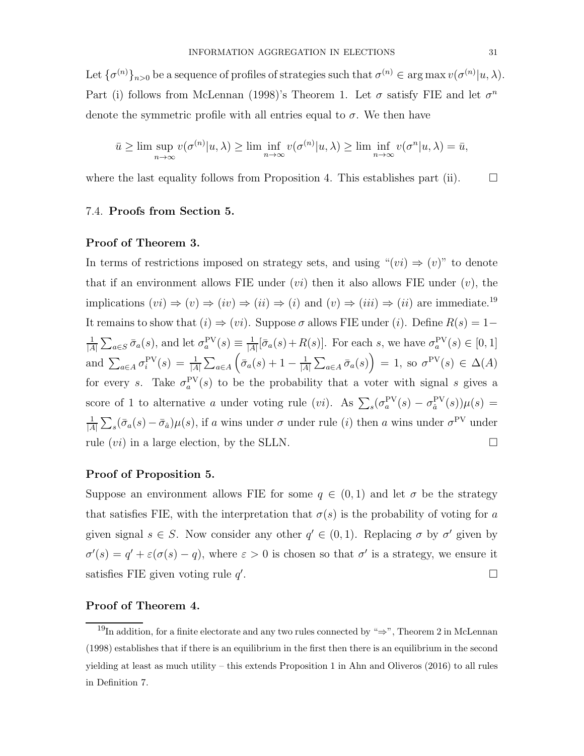Let $\{\sigma^{(n)}\}_{n>0}$ be a sequence of profiles of strategies such that $\sigma^{(n)} \in \arg\max v(\sigma^{(n)}|u,\lambda)$. Part (i) follows from McLennan (1998)'s Theorem 1. Let $\sigma$ satisfy FIE and let $\sigma^n$ denote the symmetric profile with all entries equal to $\sigma$. We then have

$$\bar{u} \geq \limsup_{n\to\infty} v(\sigma^{(n)}|u,\lambda) \geq \liminf_{n\to\infty} v(\sigma^{(n)}|u,\lambda) \geq \liminf_{n\to\infty} v(\sigma^{n}|u,\lambda) = \bar{u},$$

where the last equality follows from Proposition 4. This establishes part (ii). $\square$

### 7.4. **Proofs from Section 5.**

**Proof of Theorem 3.**

In terms of restrictions imposed on strategy sets, and using "$(vi) \Rightarrow (v)$" to denote that if an environment allows FIE under $(vi)$ then it also allows FIE under $(v)$, the implications $(vi) \Rightarrow (v) \Rightarrow (iv) \Rightarrow (ii) \Rightarrow (i)$ and $(v) \Rightarrow (iii) \Rightarrow (ii)$ are immediate.[19] It remains to show that $(i) \Rightarrow (vi)$. Suppose $\sigma$ allows FIE under $(i)$. Define $R(s) = 1 - \frac{1}{|A|}\sum_{a\in S}\bar{\sigma}_a(s)$, and let $\sigma_a^{\mathrm{PV}}(s) \equiv \frac{1}{|A|}[\bar{\sigma}_a(s) + R(s)]$. For each $s$, we have $\sigma_a^{\mathrm{PV}}(s) \in [0,1]$ and $\sum_{a\in A}\sigma_i^{\mathrm{PV}}(s) = \frac{1}{|A|}\sum_{a\in A}\left(\bar{\sigma}_a(s) + 1 - \frac{1}{|A|}\sum_{a\in A}\bar{\sigma}_a(s)\right) = 1$, so $\sigma^{\mathrm{PV}}(s) \in \Delta(A)$ for every $s$. Take $\sigma_a^{\mathrm{PV}}(s)$ to be the probability that a voter with signal $s$ gives a score of 1 to alternative $a$ under voting rule $(vi)$. As $\sum_s(\sigma_a^{\mathrm{PV}}(s) - \sigma_{\hat{a}}^{\mathrm{PV}}(s))\mu(s) = \frac{1}{|A|}\sum_s(\bar{\sigma}_a(s) - \bar{\sigma}_{\hat{a}})\mu(s)$, if $a$ wins under $\sigma$ under rule $(i)$ then $a$ wins under $\sigma^{\mathrm{PV}}$ under rule $(vi)$ in a large election, by the SLLN. $\square$

**Proof of Proposition 5.**

Suppose an environment allows FIE for some $q \in (0,1)$ and let $\sigma$ be the strategy that satisfies FIE, with the interpretation that $\sigma(s)$ is the probability of voting for $a$ given signal $s \in S$. Now consider any other $q' \in (0,1)$. Replacing $\sigma$ by $\sigma'$ given by $\sigma'(s) = q' + \varepsilon(\sigma(s) - q)$, where $\varepsilon > 0$ is chosen so that $\sigma'$ is a strategy, we ensure it satisfies FIE given voting rule $q'$. $\square$

**Proof of Theorem 4.**

[19] In addition, for a finite electorate and any two rules connected by "$\Rightarrow$", Theorem 2 in McLennan (1998) establishes that if there is an equilibrium in the first then there is an equilibrium in the second yielding at least as much utility – this extends Proposition 1 in Ahn and Oliveros (2016) to all rules in Definition 7.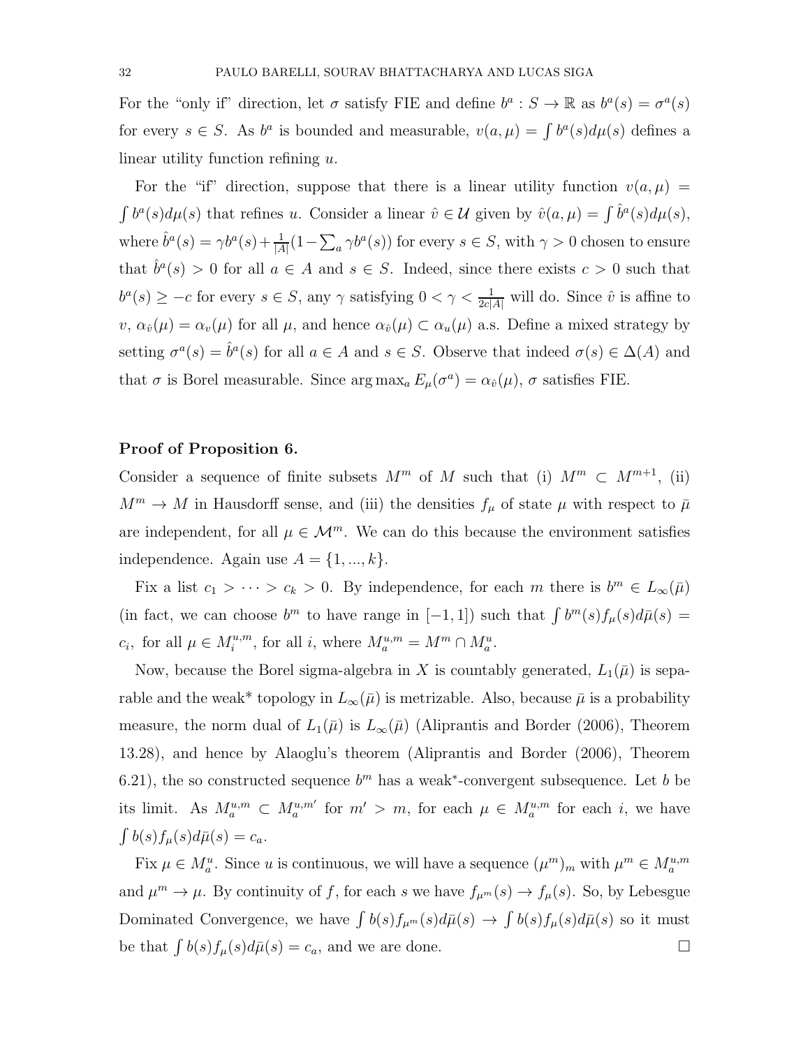For the "only if" direction, let $\sigma$ satisfy FIE and define $b^a : S \to \mathbb{R}$ as $b^a(s) = \sigma^a(s)$ for every $s \in S$. As $b^a$ is bounded and measurable, $v(a, \mu) = \int b^a(s) d\mu(s)$ defines a linear utility function refining $u$.

For the "if" direction, suppose that there is a linear utility function $v(a, \mu) = \int b^a(s) d\mu(s)$ that refines $u$. Consider a linear $\hat{v} \in \mathcal{U}$ given by $\hat{v}(a, \mu) = \int \hat{b}^a(s) d\mu(s)$, where $\hat{b}^a(s) = \gamma b^a(s) + \frac{1}{|A|}(1 - \sum_a \gamma b^a(s))$ for every $s \in S$, with $\gamma > 0$ chosen to ensure that $\hat{b}^a(s) > 0$ for all $a \in A$ and $s \in S$. Indeed, since there exists $c > 0$ such that $b^a(s) \geq -c$ for every $s \in S$, any $\gamma$ satisfying $0 < \gamma < \frac{1}{2c|A|}$ will do. Since $\hat{v}$ is affine to $v$, $\alpha_{\hat{v}}(\mu) = \alpha_v(\mu)$ for all $\mu$, and hence $\alpha_{\hat{v}}(\mu) \subset \alpha_u(\mu)$ a.s. Define a mixed strategy by setting $\sigma^a(s) = \hat{b}^a(s)$ for all $a \in A$ and $s \in S$. Observe that indeed $\sigma(s) \in \Delta(A)$ and that $\sigma$ is Borel measurable. Since $\arg\max_a E_\mu(\sigma^a) = \alpha_{\hat{v}}(\mu)$, $\sigma$ satisfies FIE.

**Proof of Proposition 6.**

Consider a sequence of finite subsets $M^m$ of $M$ such that (i) $M^m \subset M^{m+1}$, (ii) $M^m \to M$ in Hausdorff sense, and (iii) the densities $f_\mu$ of state $\mu$ with respect to $\bar{\mu}$ are independent, for all $\mu \in \mathcal{M}^m$. We can do this because the environment satisfies independence. Again use $A = \{1, ..., k\}$.

Fix a list $c_1 > \cdots > c_k > 0$. By independence, for each $m$ there is $b^m \in L_\infty(\bar{\mu})$ (in fact, we can choose $b^m$ to have range in $[-1, 1]$) such that $\int b^m(s) f_\mu(s) d\bar{\mu}(s) = c_i$, for all $\mu \in M_i^{u,m}$, for all $i$, where $M_a^{u,m} = M^m \cap M_a^u$.

Now, because the Borel sigma-algebra in $X$ is countably generated, $L_1(\bar{\mu})$ is separable and the weak* topology in $L_\infty(\bar{\mu})$ is metrizable. Also, because $\bar{\mu}$ is a probability measure, the norm dual of $L_1(\bar{\mu})$ is $L_\infty(\bar{\mu})$ (Aliprantis and Border (2006), Theorem 13.28), and hence by Alaoglu's theorem (Aliprantis and Border (2006), Theorem 6.21), the so constructed sequence $b^m$ has a weak*-convergent subsequence. Let $b$ be its limit. As $M_a^{u,m} \subset M_a^{u,m'}$ for $m' > m$, for each $\mu \in M_a^{u,m}$ for each $i$, we have $\int b(s) f_\mu(s) d\bar{\mu}(s) = c_a$.

Fix $\mu \in M_a^u$. Since $u$ is continuous, we will have a sequence $(\mu^m)_m$ with $\mu^m \in M_a^{u,m}$ and $\mu^m \to \mu$. By continuity of $f$, for each $s$ we have $f_{\mu^m}(s) \to f_\mu(s)$. So, by Lebesgue Dominated Convergence, we have $\int b(s) f_{\mu^m}(s) d\bar{\mu}(s) \to \int b(s) f_\mu(s) d\bar{\mu}(s)$ so it must be that $\int b(s) f_\mu(s) d\bar{\mu}(s) = c_a$, and we are done. $\square$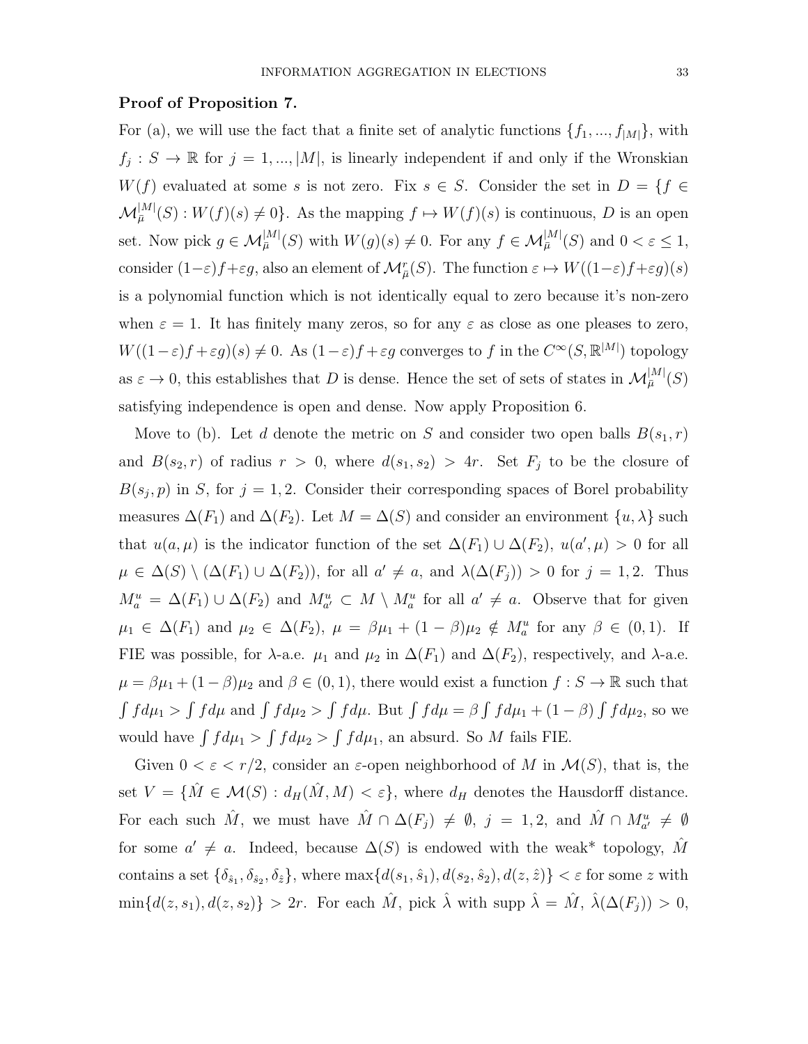**Proof of Proposition 7.**

For (a), we will use the fact that a finite set of analytic functions $\{f_1, ..., f_{|M|}\}$, with $f_j : S \to \mathbb{R}$ for $j = 1, ..., |M|$, is linearly independent if and only if the Wronskian $W(f)$ evaluated at some $s$ is not zero. Fix $s \in S$. Consider the set in $D = \{f \in \mathcal{M}_{\bar{\mu}}^{|M|}(S) : W(f)(s) \neq 0\}$. As the mapping $f \mapsto W(f)(s)$ is continuous, $D$ is an open set. Now pick $g \in \mathcal{M}_{\bar{\mu}}^{|M|}(S)$ with $W(g)(s) \neq 0$. For any $f \in \mathcal{M}_{\bar{\mu}}^{|M|}(S)$ and $0 < \varepsilon \leq 1$, consider $(1-\varepsilon)f + \varepsilon g$, also an element of $\mathcal{M}_{\bar{\mu}}^{r}(S)$. The function $\varepsilon \mapsto W((1-\varepsilon)f + \varepsilon g)(s)$ is a polynomial function which is not identically equal to zero because it's non-zero when $\varepsilon = 1$. It has finitely many zeros, so for any $\varepsilon$ as close as one pleases to zero, $W((1-\varepsilon)f + \varepsilon g)(s) \neq 0$. As $(1-\varepsilon)f + \varepsilon g$ converges to $f$ in the $C^\infty(S, \mathbb{R}^{|M|})$ topology as $\varepsilon \to 0$, this establishes that $D$ is dense. Hence the set of sets of states in $\mathcal{M}_{\bar{\mu}}^{|M|}(S)$ satisfying independence is open and dense. Now apply Proposition 6.

Move to (b). Let $d$ denote the metric on $S$ and consider two open balls $B(s_1, r)$ and $B(s_2, r)$ of radius $r > 0$, where $d(s_1, s_2) > 4r$. Set $F_j$ to be the closure of $B(s_j, p)$ in $S$, for $j = 1, 2$. Consider their corresponding spaces of Borel probability measures $\Delta(F_1)$ and $\Delta(F_2)$. Let $M = \Delta(S)$ and consider an environment $\{u, \lambda\}$ such that $u(a, \mu)$ is the indicator function of the set $\Delta(F_1) \cup \Delta(F_2)$, $u(a', \mu) > 0$ for all $\mu \in \Delta(S) \setminus (\Delta(F_1) \cup \Delta(F_2))$, for all $a' \neq a$, and $\lambda(\Delta(F_j)) > 0$ for $j = 1, 2$. Thus $M_a^u = \Delta(F_1) \cup \Delta(F_2)$ and $M_{a'}^u \subset M \setminus M_a^u$ for all $a' \neq a$. Observe that for given $\mu_1 \in \Delta(F_1)$ and $\mu_2 \in \Delta(F_2)$, $\mu = \beta\mu_1 + (1-\beta)\mu_2 \notin M_a^u$ for any $\beta \in (0, 1)$. If FIE was possible, for $\lambda$-a.e. $\mu_1$ and $\mu_2$ in $\Delta(F_1)$ and $\Delta(F_2)$, respectively, and $\lambda$-a.e. $\mu = \beta\mu_1 + (1-\beta)\mu_2$ and $\beta \in (0, 1)$, there would exist a function $f : S \to \mathbb{R}$ such that $\int f d\mu_1 > \int f d\mu$ and $\int f d\mu_2 > \int f d\mu$. But $\int f d\mu = \beta \int f d\mu_1 + (1-\beta) \int f d\mu_2$, so we would have $\int f d\mu_1 > \int f d\mu_2 > \int f d\mu_1$, an absurd. So $M$ fails FIE.

Given $0 < \varepsilon < r/2$, consider an $\varepsilon$-open neighborhood of $M$ in $\mathcal{M}(S)$, that is, the set $V = \{\hat{M} \in \mathcal{M}(S) : d_H(\hat{M}, M) < \varepsilon\}$, where $d_H$ denotes the Hausdorff distance. For each such $\hat{M}$, we must have $\hat{M} \cap \Delta(F_j) \neq \emptyset$, $j = 1, 2$, and $\hat{M} \cap M_{a'}^u \neq \emptyset$ for some $a' \neq a$. Indeed, because $\Delta(S)$ is endowed with the weak* topology, $\hat{M}$ contains a set $\{\delta_{\hat{s}_1}, \delta_{\hat{s}_2}, \delta_{\hat{z}}\}$, where $\max\{d(s_1, \hat{s}_1), d(s_2, \hat{s}_2), d(z, \hat{z})\} < \varepsilon$ for some $z$ with $\min\{d(z, s_1), d(z, s_2)\} > 2r$. For each $\hat{M}$, pick $\hat{\lambda}$ with supp $\hat{\lambda} = \hat{M}$, $\hat{\lambda}(\Delta(F_j)) > 0$,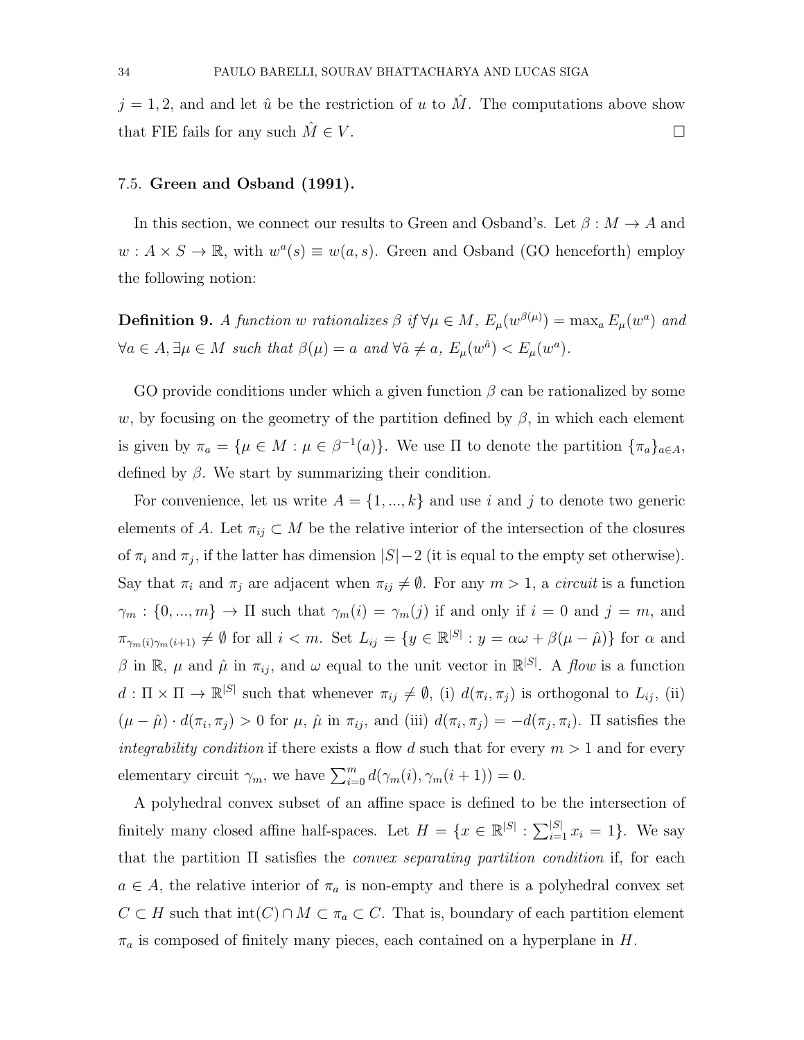$j = 1, 2$, and and let $\hat{u}$ be the restriction of $u$ to $\hat{M}$. The computations above show that FIE fails for any such $\hat{M} \in V$. $\square$

### 7.5. Green and Osband (1991).

In this section, we connect our results to Green and Osband's. Let $\beta : M \to A$ and $w : A \times S \to \mathbb{R}$, with $w^a(s) \equiv w(a, s)$. Green and Osband (GO henceforth) employ the following notion:

**Definition 9.** *A function $w$ rationalizes $\beta$ if $\forall \mu \in M$, $E_\mu(w^{\beta(\mu)}) = \max_a E_\mu(w^a)$ and $\forall a \in A, \exists \mu \in M$ such that $\beta(\mu) = a$ and $\forall \hat{a} \neq a$, $E_\mu(w^{\hat{a}}) < E_\mu(w^a)$.*

GO provide conditions under which a given function $\beta$ can be rationalized by some $w$, by focusing on the geometry of the partition defined by $\beta$, in which each element is given by $\pi_a = \{\mu \in M : \mu \in \beta^{-1}(a)\}$. We use $\Pi$ to denote the partition $\{\pi_a\}_{a \in A}$, defined by $\beta$. We start by summarizing their condition.

For convenience, let us write $A = \{1, ..., k\}$ and use $i$ and $j$ to denote two generic elements of $A$. Let $\pi_{ij} \subset M$ be the relative interior of the intersection of the closures of $\pi_i$ and $\pi_j$, if the latter has dimension $|S| - 2$ (it is equal to the empty set otherwise). Say that $\pi_i$ and $\pi_j$ are adjacent when $\pi_{ij} \neq \emptyset$. For any $m > 1$, a *circuit* is a function $\gamma_m : \{0, ..., m\} \to \Pi$ such that $\gamma_m(i) = \gamma_m(j)$ if and only if $i = 0$ and $j = m$, and $\pi_{\gamma_m(i)\gamma_m(i+1)} \neq \emptyset$ for all $i < m$. Set $L_{ij} = \{y \in \mathbb{R}^{|S|} : y = \alpha\omega + \beta(\mu - \hat{\mu})\}$ for $\alpha$ and $\beta$ in $\mathbb{R}$, $\mu$ and $\hat{\mu}$ in $\pi_{ij}$, and $\omega$ equal to the unit vector in $\mathbb{R}^{|S|}$. A *flow* is a function $d : \Pi \times \Pi \to \mathbb{R}^{|S|}$ such that whenever $\pi_{ij} \neq \emptyset$, (i) $d(\pi_i, \pi_j)$ is orthogonal to $L_{ij}$, (ii) $(\mu - \hat{\mu}) \cdot d(\pi_i, \pi_j) > 0$ for $\mu$, $\hat{\mu}$ in $\pi_{ij}$, and (iii) $d(\pi_i, \pi_j) = -d(\pi_j, \pi_i)$. $\Pi$ satisfies the *integrability condition* if there exists a flow $d$ such that for every $m > 1$ and for every elementary circuit $\gamma_m$, we have $\sum_{i=0}^{m} d(\gamma_m(i), \gamma_m(i+1)) = 0$.

A polyhedral convex subset of an affine space is defined to be the intersection of finitely many closed affine half-spaces. Let $H = \{x \in \mathbb{R}^{|S|} : \sum_{i=1}^{|S|} x_i = 1\}$. We say that the partition $\Pi$ satisfies the *convex separating partition condition* if, for each $a \in A$, the relative interior of $\pi_a$ is non-empty and there is a polyhedral convex set $C \subset H$ such that $\text{int}(C) \cap M \subset \pi_a \subset C$. That is, boundary of each partition element $\pi_a$ is composed of finitely many pieces, each contained on a hyperplane in $H$.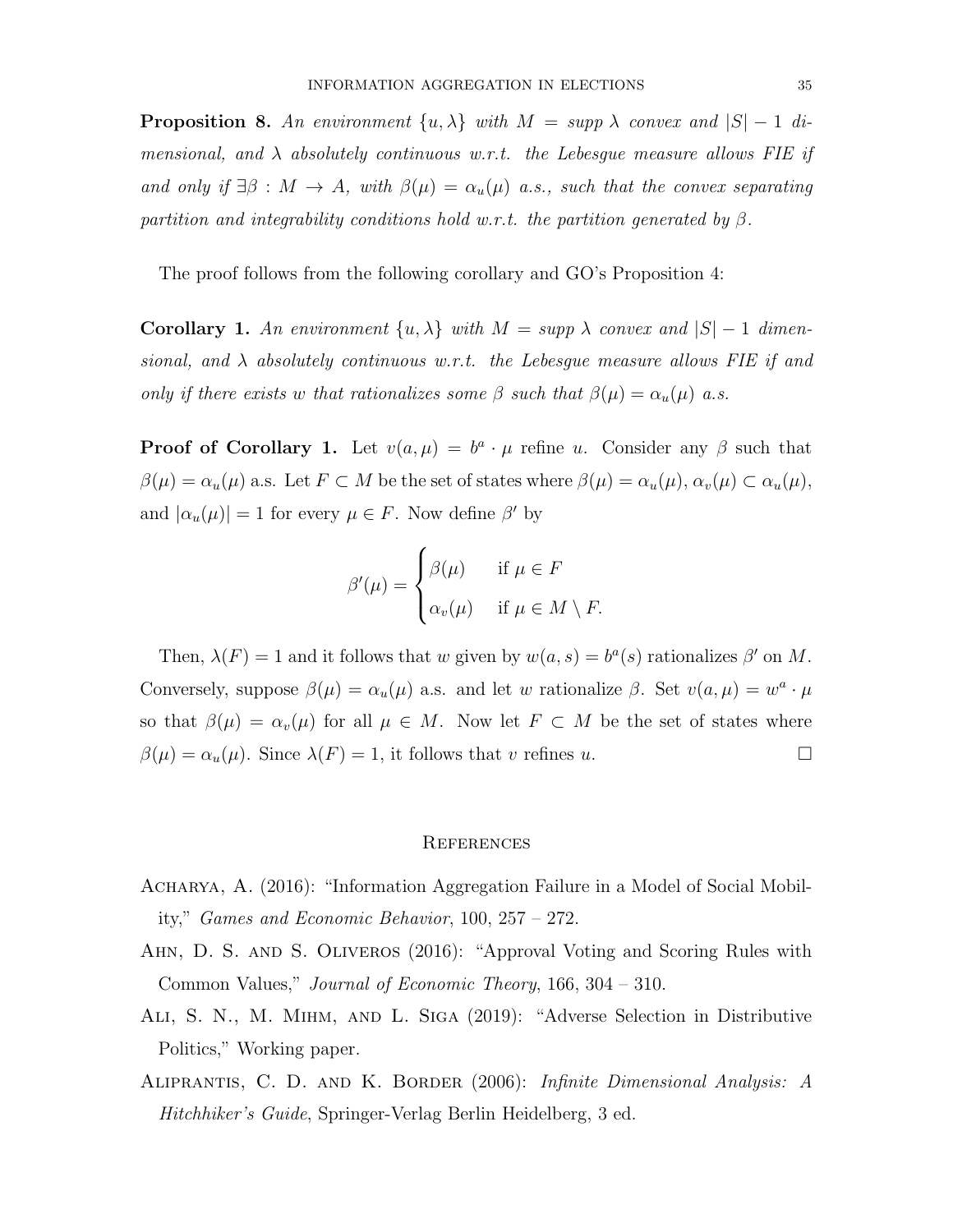**Proposition 8.** *An environment $\{u, \lambda\}$ with $M = supp\ \lambda$ convex and $|S| - 1$ dimensional, and $\lambda$ absolutely continuous w.r.t. the Lebesgue measure allows FIE if and only if $\exists \beta : M \to A$, with $\beta(\mu) = \alpha_u(\mu)$ a.s., such that the convex separating partition and integrability conditions hold w.r.t. the partition generated by $\beta$.*

The proof follows from the following corollary and GO's Proposition 4:

**Corollary 1.** *An environment $\{u, \lambda\}$ with $M = supp\ \lambda$ convex and $|S| - 1$ dimensional, and $\lambda$ absolutely continuous w.r.t. the Lebesgue measure allows FIE if and only if there exists $w$ that rationalizes some $\beta$ such that $\beta(\mu) = \alpha_u(\mu)$ a.s.*

**Proof of Corollary 1.** Let $v(a, \mu) = b^a \cdot \mu$ refine $u$. Consider any $\beta$ such that $\beta(\mu) = \alpha_u(\mu)$ a.s. Let $F \subset M$ be the set of states where $\beta(\mu) = \alpha_u(\mu)$, $\alpha_v(\mu) \subset \alpha_u(\mu)$, and $|\alpha_u(\mu)| = 1$ for every $\mu \in F$. Now define $\beta'$ by

$$\beta'(\mu) = \begin{cases} \beta(\mu) & \text{if } \mu \in F \\ \alpha_v(\mu) & \text{if } \mu \in M \setminus F. \end{cases}$$

Then, $\lambda(F) = 1$ and it follows that $w$ given by $w(a, s) = b^a(s)$ rationalizes $\beta'$ on $M$. Conversely, suppose $\beta(\mu) = \alpha_u(\mu)$ a.s. and let $w$ rationalize $\beta$. Set $v(a, \mu) = w^a \cdot \mu$ so that $\beta(\mu) = \alpha_v(\mu)$ for all $\mu \in M$. Now let $F \subset M$ be the set of states where $\beta(\mu) = \alpha_u(\mu)$. Since $\lambda(F) = 1$, it follows that $v$ refines $u$. □

## References

Acharya, A. (2016): "Information Aggregation Failure in a Model of Social Mobility," *Games and Economic Behavior*, 100, 257 – 272.

Ahn, D. S. and S. Oliveros (2016): "Approval Voting and Scoring Rules with Common Values," *Journal of Economic Theory*, 166, 304 – 310.

Ali, S. N., M. Mihm, and L. Siga (2019): "Adverse Selection in Distributive Politics," Working paper.

Aliprantis, C. D. and K. Border (2006): *Infinite Dimensional Analysis: A Hitchhiker's Guide*, Springer-Verlag Berlin Heidelberg, 3 ed.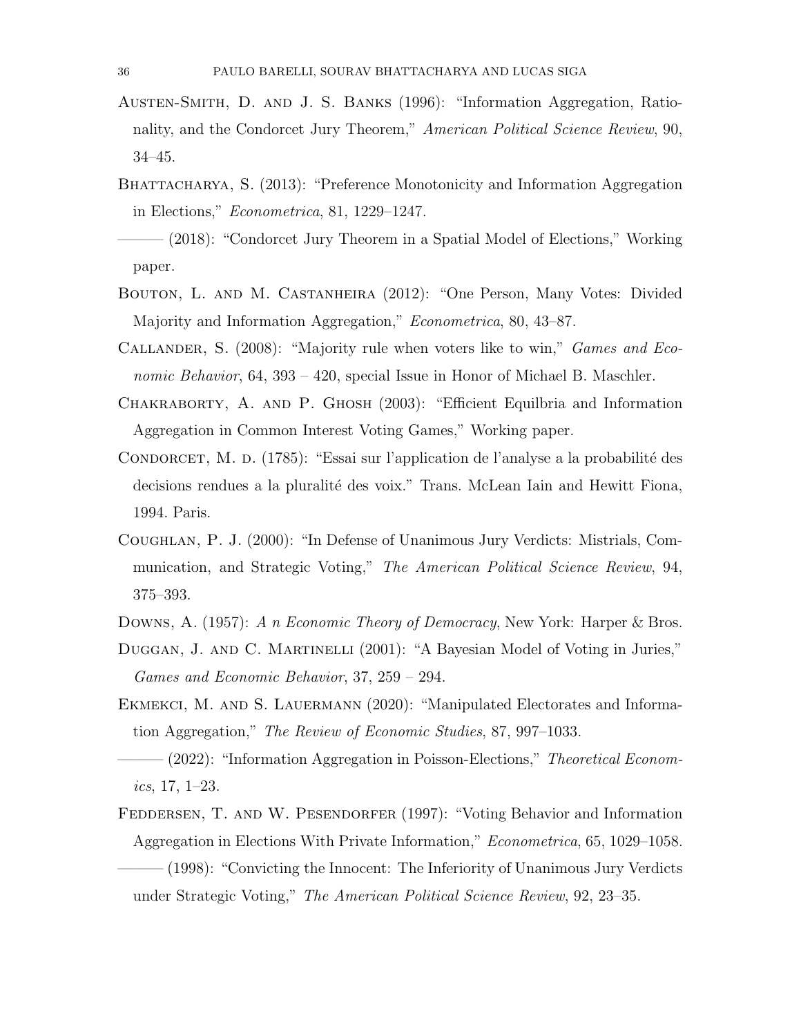Austen-Smith, D. and J. S. Banks (1996): "Information Aggregation, Rationality, and the Condorcet Jury Theorem," *American Political Science Review*, 90, 34–45.

Bhattacharya, S. (2013): "Preference Monotonicity and Information Aggregation in Elections," *Econometrica*, 81, 1229–1247.

——— (2018): "Condorcet Jury Theorem in a Spatial Model of Elections," Working paper.

Bouton, L. and M. Castanheira (2012): "One Person, Many Votes: Divided Majority and Information Aggregation," *Econometrica*, 80, 43–87.

Callander, S. (2008): "Majority rule when voters like to win," *Games and Economic Behavior*, 64, 393 – 420, special Issue in Honor of Michael B. Maschler.

Chakraborty, A. and P. Ghosh (2003): "Efficient Equilbria and Information Aggregation in Common Interest Voting Games," Working paper.

Condorcet, M. d. (1785): "Essai sur l'application de l'analyse a la probabilité des decisions rendues a la pluralité des voix." Trans. McLean Iain and Hewitt Fiona, 1994. Paris.

Coughlan, P. J. (2000): "In Defense of Unanimous Jury Verdicts: Mistrials, Communication, and Strategic Voting," *The American Political Science Review*, 94, 375–393.

Downs, A. (1957): *A n Economic Theory of Democracy*, New York: Harper & Bros.

Duggan, J. and C. Martinelli (2001): "A Bayesian Model of Voting in Juries," *Games and Economic Behavior*, 37, 259 – 294.

Ekmekci, M. and S. Lauermann (2020): "Manipulated Electorates and Information Aggregation," *The Review of Economic Studies*, 87, 997–1033.

——— (2022): "Information Aggregation in Poisson-Elections," *Theoretical Economics*, 17, 1–23.

Feddersen, T. and W. Pesendorfer (1997): "Voting Behavior and Information Aggregation in Elections With Private Information," *Econometrica*, 65, 1029–1058.

——— (1998): "Convicting the Innocent: The Inferiority of Unanimous Jury Verdicts under Strategic Voting," *The American Political Science Review*, 92, 23–35.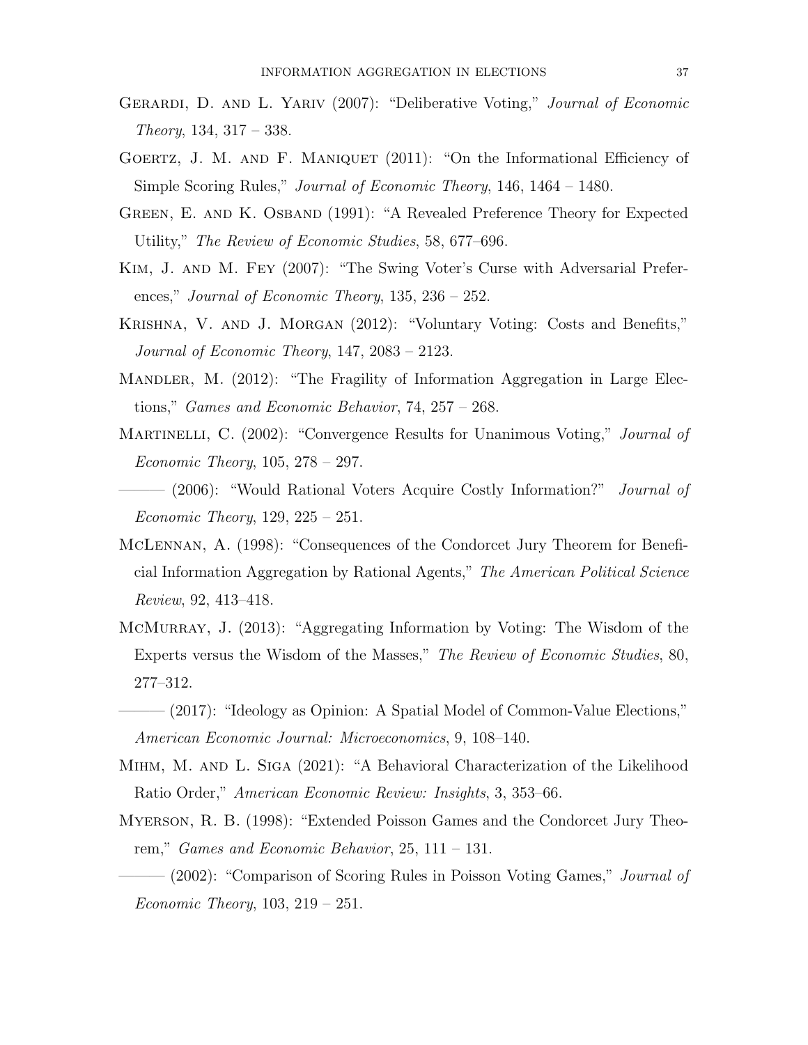Gerardi, D. and L. Yariv (2007): "Deliberative Voting," *Journal of Economic Theory*, 134, 317 – 338.

Goertz, J. M. and F. Maniquet (2011): "On the Informational Efficiency of Simple Scoring Rules," *Journal of Economic Theory*, 146, 1464 – 1480.

Green, E. and K. Osband (1991): "A Revealed Preference Theory for Expected Utility," *The Review of Economic Studies*, 58, 677–696.

Kim, J. and M. Fey (2007): "The Swing Voter's Curse with Adversarial Preferences," *Journal of Economic Theory*, 135, 236 – 252.

Krishna, V. and J. Morgan (2012): "Voluntary Voting: Costs and Benefits," *Journal of Economic Theory*, 147, 2083 – 2123.

Mandler, M. (2012): "The Fragility of Information Aggregation in Large Elections," *Games and Economic Behavior*, 74, 257 – 268.

Martinelli, C. (2002): "Convergence Results for Unanimous Voting," *Journal of Economic Theory*, 105, 278 – 297.

——— (2006): "Would Rational Voters Acquire Costly Information?" *Journal of Economic Theory*, 129, 225 – 251.

McLennan, A. (1998): "Consequences of the Condorcet Jury Theorem for Beneficial Information Aggregation by Rational Agents," *The American Political Science Review*, 92, 413–418.

McMurray, J. (2013): "Aggregating Information by Voting: The Wisdom of the Experts versus the Wisdom of the Masses," *The Review of Economic Studies*, 80, 277–312.

——— (2017): "Ideology as Opinion: A Spatial Model of Common-Value Elections," *American Economic Journal: Microeconomics*, 9, 108–140.

Mihm, M. and L. Siga (2021): "A Behavioral Characterization of the Likelihood Ratio Order," *American Economic Review: Insights*, 3, 353–66.

Myerson, R. B. (1998): "Extended Poisson Games and the Condorcet Jury Theorem," *Games and Economic Behavior*, 25, 111 – 131.

——— (2002): "Comparison of Scoring Rules in Poisson Voting Games," *Journal of Economic Theory*, 103, 219 – 251.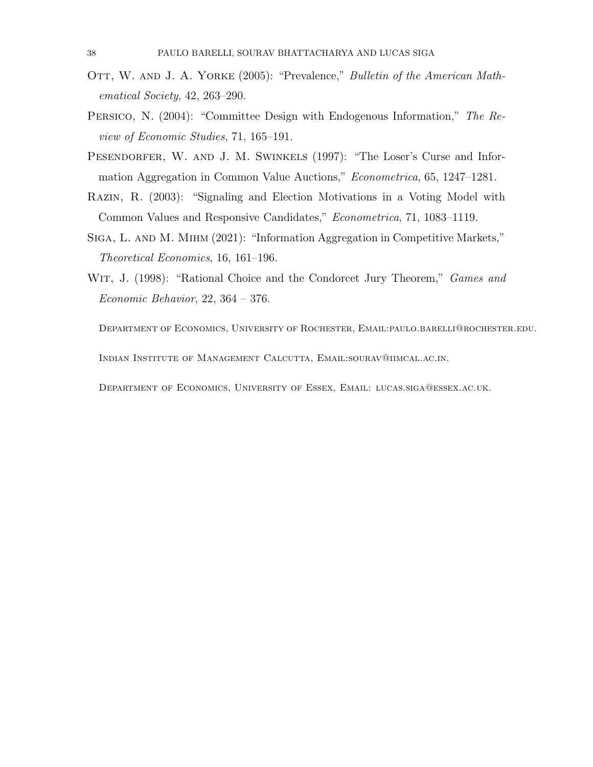Ott, W. and J. A. Yorke (2005): "Prevalence," *Bulletin of the American Mathematical Society*, 42, 263–290.

Persico, N. (2004): "Committee Design with Endogenous Information," *The Review of Economic Studies*, 71, 165–191.

Pesendorfer, W. and J. M. Swinkels (1997): "The Loser's Curse and Information Aggregation in Common Value Auctions," *Econometrica*, 65, 1247–1281.

Razin, R. (2003): "Signaling and Election Motivations in a Voting Model with Common Values and Responsive Candidates," *Econometrica*, 71, 1083–1119.

Siga, L. and M. Mihm (2021): "Information Aggregation in Competitive Markets," *Theoretical Economics*, 16, 161–196.

Wit, J. (1998): "Rational Choice and the Condorcet Jury Theorem," *Games and Economic Behavior*, 22, 364 – 376.

Department of Economics, University of Rochester, Email:paulo.barelli@rochester.edu.

Indian Institute of Management Calcutta, Email:sourav@iimcal.ac.in.

Department of Economics, University of Essex, Email: lucas.siga@essex.ac.uk.